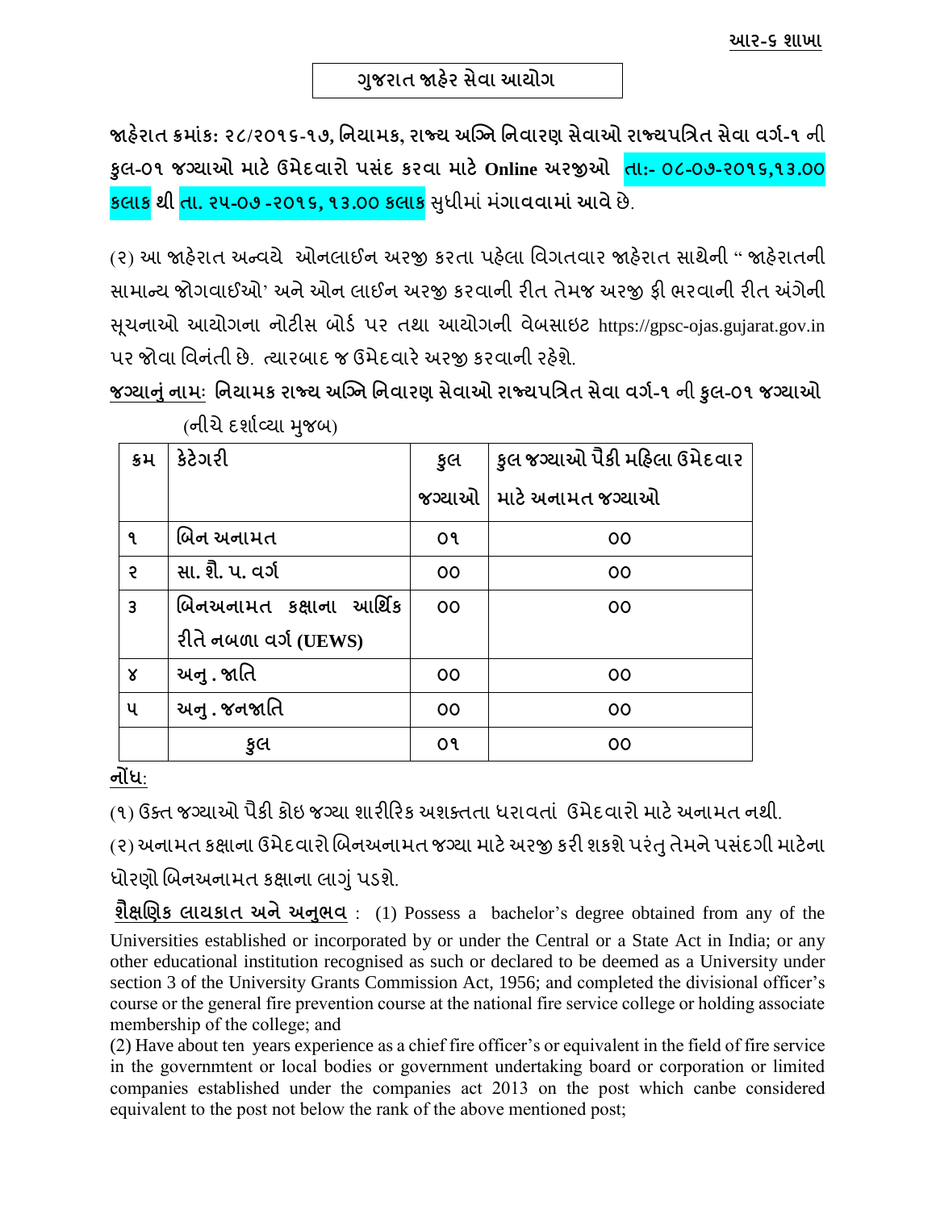આર-૬ શાખા

# ગુજરાત જાહેર સેવા આયોગ

**જાહેરાત ક્રમાંક: ૨૮/૨૦૧૬-૧૭, નિયામક, રાજ્ય અગ્નિ નિવારણ સેવાઓ રાજ્યપત્રિત સેવા વર્ગ-૧ ની કુલ-૦૧ જગ્યાઓ માટે ઉમેદવારો પસંદ કરવા માટે Online અરજીઓ તા:- ૦૮-૦૭-૨૦૧૬,૧૩.૦૦ કલાક થી તા. ૨૫-૦૭ -૨૦૧૬, ૧૩.૦૦ કલાક** સુધીમાં મંગાવવામાં આવે છે.

(૨) આ જાહેરાત અન્વયે ઓનલાઈન અરજી કરતા પહેલા વિગતવાર જાહેરાત સાથેની " જાહેરાતની સામાન્ય જોગવાઈઓ' અને ઓન લાઈન અરજી કરવાની રીત તેમજ અરજી ફી ભરવાની રીત અંગેની સૂચનાઓ આયોગના નોટીસ બોર્ડ પર તથા આયોગની વેબસાઇટ https://gpsc-ojas.gujarat.gov.in પર જોવા વિનંતી છે. ત્યારબાદ જ ઉમેદવારે અરજી કરવાની રહેશે.

**જગ્યાનું નામ: નિયામક રાજ્ય અગ્નિ નિવારણ સેવાઓ રાજ્યપત્રિત સેવા વર્ગ-૧ ની કુલ-૦૧ જગ્યાઓ**

(નીચે દર્શાવ્યા મુજબ)

| ક્રમ | કેટેગરી | કુલ જગ્યાઓ | કુલ જગ્યાઓ પૈકી મહિલા ઉમેદવાર માટે અનામત જગ્યાઓ |
|---|---|---|---|
| ૧ | બિન અનામત | ૦૧ | ૦૦ |
| ૨ | સા. શૈ. પ. વર્ગ | ૦૦ | ૦૦ |
| ૩ | બિનઅનામત કક્ષાના આર્થિક રીતે નબળા વર્ગ (UEWS) | ૦૦ | ૦૦ |
| ૪ | અનુ . જાતિ | ૦૦ | ૦૦ |
| ૫ | અનુ . જનજાતિ | ૦૦ | ૦૦ |
| | કુલ | ૦૧ | ૦૦ |

**નોંધ:**

(૧) ઉક્ત જગ્યાઓ પૈકી કોઇ જગ્યા શારીરિક અશક્તતા ધરાવતાં ઉમેદવારો માટે અનામત નથી.

(૨) અનામત કક્ષાના ઉમેદવારો બિનઅનામત જગ્યા માટે અરજી કરી શકશે પરંતુ તેમને પસંદગી માટેના ધોરણો બિનઅનામત કક્ષાના લાગું પડશે.

**શૈક્ષણિક લાયકાત અને અનુભવ** : (1) Possess a bachelor's degree obtained from any of the Universities established or incorporated by or under the Central or a State Act in India; or any other educational institution recognised as such or declared to be deemed as a University under section 3 of the University Grants Commission Act, 1956; and completed the divisional officer's course or the general fire prevention course at the national fire service college or holding associate membership of the college; and

(2) Have about ten years experience as a chief fire officer's or equivalent in the field of fire service in the governmtent or local bodies or government undertaking board or corporation or limited companies established under the companies act 2013 on the post which canbe considered equivalent to the post not below the rank of the above mentioned post;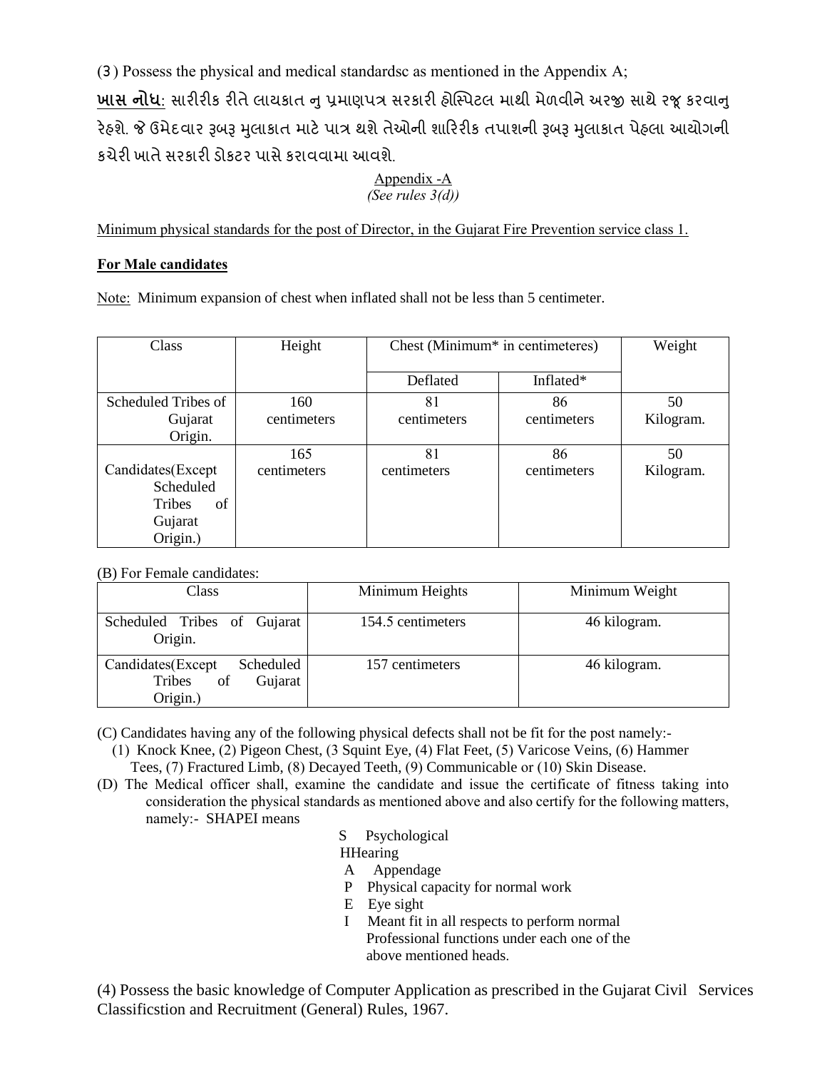(3) Possess the physical and medical standardsc as mentioned in the Appendix A;

**ખાસ નોધ**: સારીરીક રીતે લાયકાત નુ પ્રમાણપત્ર સરકારી હોસ્પિટલ માથી મેળવીને અરજી સાથે રજૂ કરવાનુ રેહશે. જે ઉમેદવાર રૂબરૂ મુલાકાત માટે પાત્ર થશે તેઓની શારિરીક તપાશની રૂબરૂ મુલાકાત પેહલા આયોગની કચેરી ખાતે સરકારી ડોકટર પાસે કરાવવામા આવશે.

Appendix -A

*(See rules 3(d))*

Minimum physical standards for the post of Director, in the Gujarat Fire Prevention service class 1.

**For Male candidates**

Note: Minimum expansion of chest when inflated shall not be less than 5 centimeter.

| Class | Height | Chest (Minimum* in centimeteres) | | Weight |
|---|---|---|---|---|
| | | Deflated | Inflated* | |
| Scheduled Tribes of Gujarat Origin. | 160 centimeters | 81 centimeters | 86 centimeters | 50 Kilogram. |
| Candidates(Except Scheduled Tribes of Gujarat Origin.) | 165 centimeters | 81 centimeters | 86 centimeters | 50 Kilogram. |

(B) For Female candidates:

| Class | Minimum Heights | Minimum Weight |
|---|---|---|
| Scheduled Tribes of Gujarat Origin. | 154.5 centimeters | 46 kilogram. |
| Candidates(Except Scheduled Tribes of Gujarat Origin.) | 157 centimeters | 46 kilogram. |

(C) Candidates having any of the following physical defects shall not be fit for the post namely:-

(1) Knock Knee, (2) Pigeon Chest, (3 Squint Eye, (4) Flat Feet, (5) Varicose Veins, (6) Hammer Tees, (7) Fractured Limb, (8) Decayed Teeth, (9) Communicable or (10) Skin Disease.

(D) The Medical officer shall, examine the candidate and issue the certificate of fitness taking into consideration the physical standards as mentioned above and also certify for the following matters, namely:- SHAPEI means

S Psychological

H Hearing

A Appendage

P Physical capacity for normal work

E Eye sight

I Meant fit in all respects to perform normal Professional functions under each one of the above mentioned heads.

(4) Possess the basic knowledge of Computer Application as prescribed in the Gujarat Civil Services Classificstion and Recruitment (General) Rules, 1967.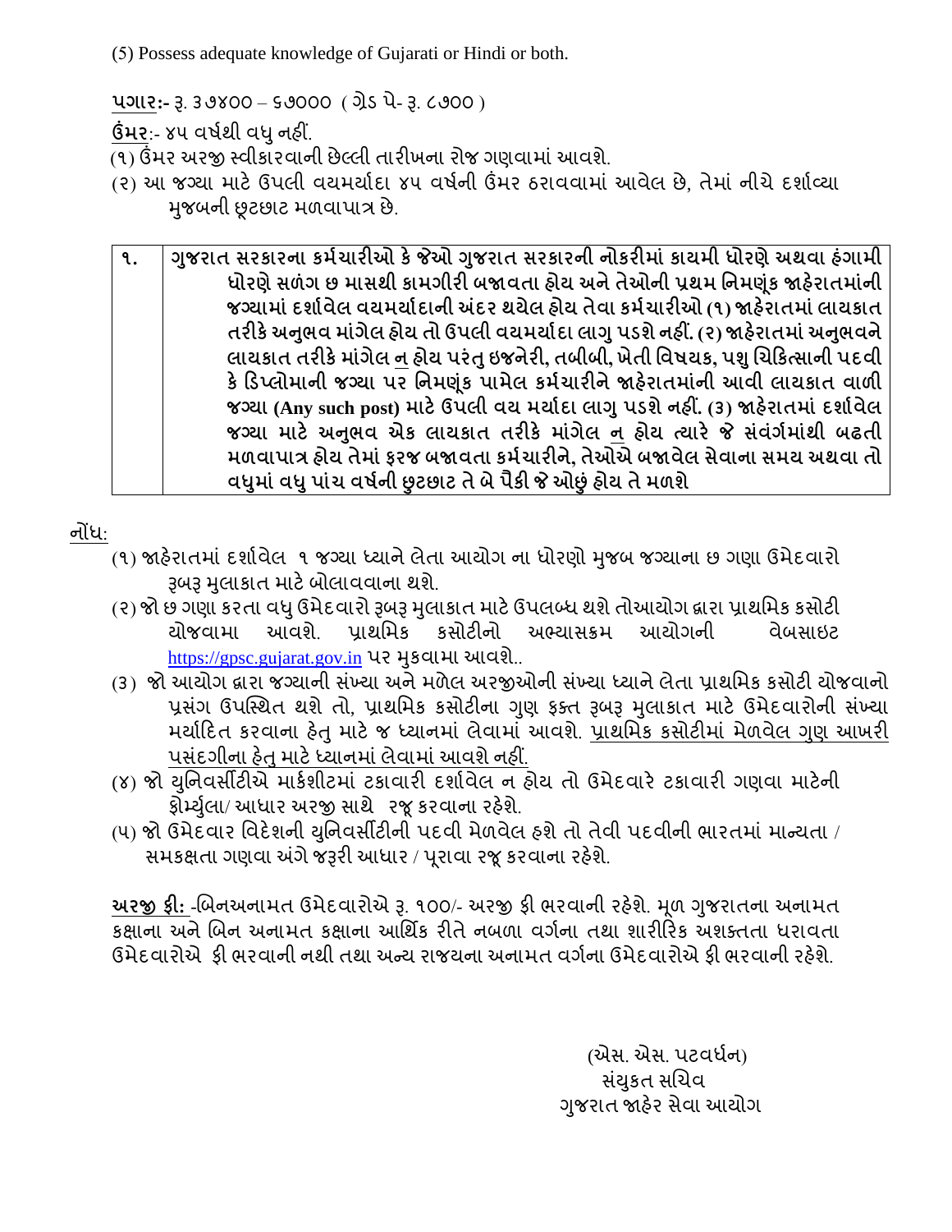(5) Possess adequate knowledge of Gujarati or Hindi or both.

**પગાર:-** રૂ. ૩૭૪૦૦ – ૬૭૦૦૦ ( ગ્રેડ પે- રૂ. ૮૭૦૦ )

**ઉંમર**:- ૪૫ વર્ષથી વધુ નહીં.

(૧) ઉંમર અરજી સ્વીકારવાની છેલ્લી તારીખના રોજ ગણવામાં આવશે.

(૨) આ જગ્યા માટે ઉપલી વયમર્યાદા ૪૫ વર્ષની ઉંમર ઠરાવવામાં આવેલ છે, તેમાં નીચે દર્શાવ્યા મુજબની છૂટછાટ મળવાપાત્ર છે.

| | |
|---|---|
| **૧.** | **ગુજરાત સરકારના કર્મચારીઓ કે જેઓ ગુજરાત સરકારની નોકરીમાં કાયમી ધોરણે અથવા હંગામી ધોરણે સળંગ છ માસથી કામગીરી બજાવતા હોય અને તેઓની પ્રથમ નિમણૂંક જાહેરાતમાંની જગ્યામાં દર્શાવેલ વયમર્યાદાની અંદર થયેલ હોય તેવા કર્મચારીઓ (૧) જાહેરાતમાં લાયકાત તરીકે અનુભવ માંગેલ હોય તો ઉપલી વયમર્યાદા લાગુ પડશે નહીં. (૨) જાહેરાતમાં અનુભવને લાયકાત તરીકે માંગેલ <u>ન</u> હોય પરંતુ ઇજનેરી, તબીબી, ખેતી વિષયક, પશુ ચિકિત્સાની પદવી કે ડિપ્લોમાની જગ્યા પર નિમણૂંક પામેલ કર્મચારીને જાહેરાતમાંની આવી લાયકાત વાળી જગ્યા (Any such post) માટે ઉપલી વય મર્યાદા લાગુ પડશે નહીં. (૩) જાહેરાતમાં દર્શાવેલ જગ્યા માટે અનુભવ એક લાયકાત તરીકે માંગેલ <u>ન</u> હોય ત્યારે જે સંવર્ગમાંથી બઢતી મળવાપાત્ર હોય તેમાં ફરજ બજાવતા કર્મચારીને, તેઓએ બજાવેલ સેવાના સમય અથવા તો વધુમાં વધુ પાંચ વર્ષની છુટછાટ તે બે પૈકી જે ઓછું હોય તે મળશે** |

<u>નોંધ</u>:

(૧) જાહેરાતમાં દર્શાવેલ ૧ જગ્યા ધ્યાને લેતા આયોગ ના ધોરણો મુજબ જગ્યાના છ ગણા ઉમેદવારો રૂબરૂ મુલાકાત માટે બોલાવવાના થશે.

(૨) જો છ ગણા કરતા વધુ ઉમેદવારો રૂબરૂ મુલાકાત માટે ઉપલબ્ધ થશે તોઆયોગ દ્વારા પ્રાથમિક કસોટી યોજવામા આવશે. પ્રાથમિક કસોટીનો અભ્યાસક્રમ આયોગની વેબસાઇટ https://gpsc.gujarat.gov.in પર મુકવામા આવશે..

(૩) જો આયોગ દ્વારા જગ્યાની સંખ્યા અને મળેલ અરજીઓની સંખ્યા ધ્યાને લેતા પ્રાથમિક કસોટી યોજવાનો પ્રસંગ ઉપસ્થિત થશે તો, પ્રાથમિક કસોટીના ગુણ ફક્ત રૂબરૂ મુલાકાત માટે ઉમેદવારોની સંખ્યા મર્યાદિત કરવાના હેતુ માટે જ ધ્યાનમાં લેવામાં આવશે. <u>પ્રાથમિક કસોટીમાં મેળવેલ ગુણ આખરી પસંદગીના હેતુ માટે ધ્યાનમાં લેવામાં આવશે નહીં.</u>

(૪) જો યુનિવર્સીટીએ માર્કશીટમાં ટકાવારી દર્શાવેલ ન હોય તો ઉમેદવારે ટકાવારી ગણવા માટેની ફોર્મ્યુલા/ આધાર અરજી સાથે રજૂ કરવાના રહેશે.

(૫) જો ઉમેદવાર વિદેશની યુનિવર્સીટીની પદવી મેળવેલ હશે તો તેવી પદવીની ભારતમાં માન્યતા / સમકક્ષતા ગણવા અંગે જરૂરી આધાર / પૂરાવા રજૂ કરવાના રહેશે.

**<u>અરજી ફી:</u>** -બિનઅનામત ઉમેદવારોએ રૂ. ૧૦૦/- અરજી ફી ભરવાની રહેશે. મૂળ ગુજરાતના અનામત કક્ષાના અને બિન અનામત કક્ષાના આર્થિક રીતે નબળા વર્ગના તથા શારીરિક અશક્તતા ધરાવતા ઉમેદવારોએ ફી ભરવાની નથી તથા અન્ય રાજયના અનામત વર્ગના ઉમેદવારોએ ફી ભરવાની રહેશે.

(એસ. એસ. પટવર્ધન)
સંયુકત સચિવ
ગુજરાત જાહેર સેવા આયોગ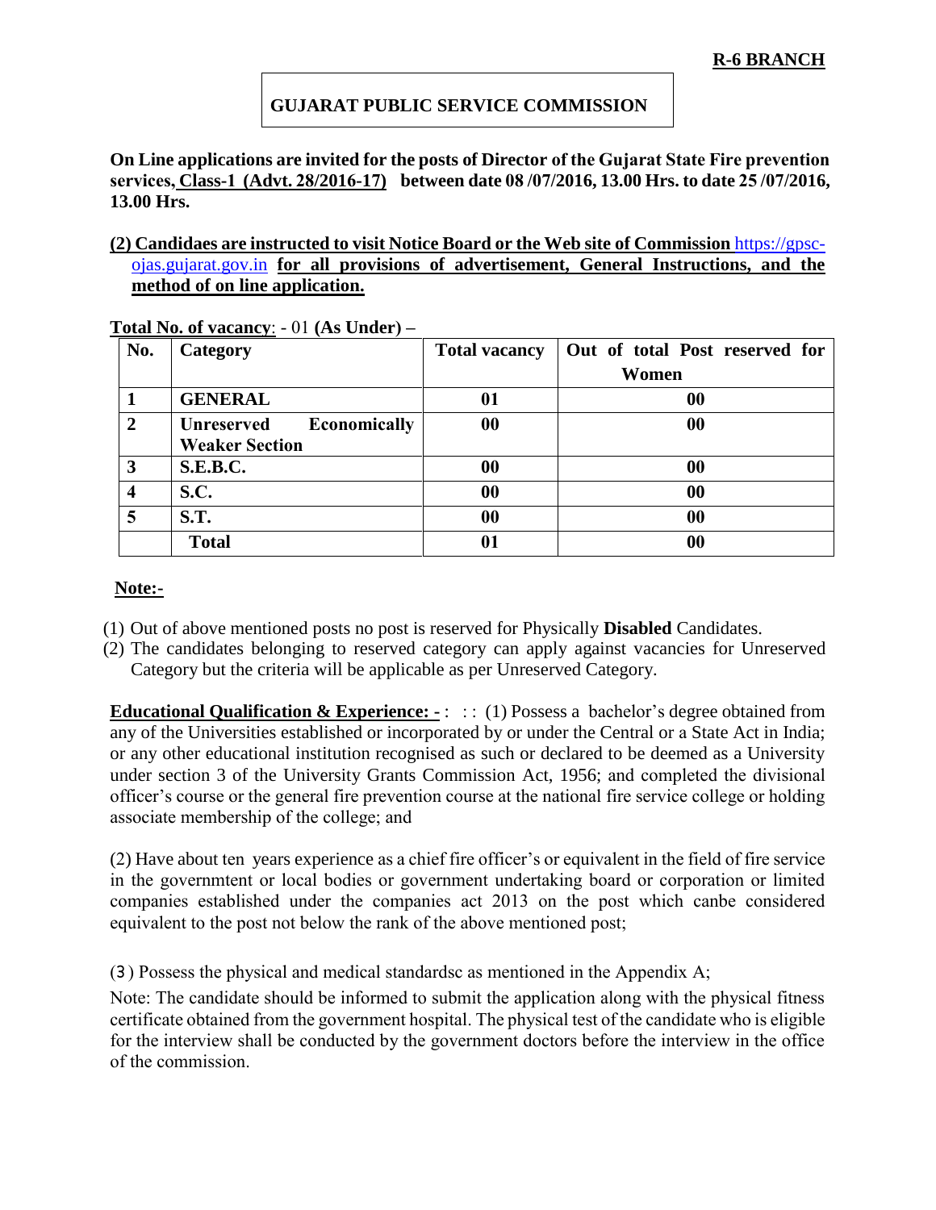**R-6 BRANCH**

# GUJARAT PUBLIC SERVICE COMMISSION

**On Line applications are invited for the posts of Director of the Gujarat State Fire prevention services, Class-1 (Advt. 28/2016-17) between date 08 /07/2016, 13.00 Hrs. to date 25 /07/2016, 13.00 Hrs.**

**(2) Candidaes are instructed to visit Notice Board or the Web site of Commission** https://gpsc-ojas.gujarat.gov.in **for all provisions of advertisement, General Instructions, and the method of on line application.**

**Total No. of vacancy**: - 01 **(As Under) –**

| No. | Category | Total vacancy | Out of total Post reserved for Women |
|---|---|---|---|
| 1 | GENERAL | 01 | 00 |
| 2 | Unreserved Economically Weaker Section | 00 | 00 |
| 3 | S.E.B.C. | 00 | 00 |
| 4 | S.C. | 00 | 00 |
| 5 | S.T. | 00 | 00 |
| | Total | 01 | 00 |

**Note:-**

(1) Out of above mentioned posts no post is reserved for Physically **Disabled** Candidates.

(2) The candidates belonging to reserved category can apply against vacancies for Unreserved Category but the criteria will be applicable as per Unreserved Category.

**Educational Qualification & Experience: -** : : : (1) Possess a bachelor's degree obtained from any of the Universities established or incorporated by or under the Central or a State Act in India; or any other educational institution recognised as such or declared to be deemed as a University under section 3 of the University Grants Commission Act, 1956; and completed the divisional officer's course or the general fire prevention course at the national fire service college or holding associate membership of the college; and

(2) Have about ten years experience as a chief fire officer's or equivalent in the field of fire service in the governmtent or local bodies or government undertaking board or corporation or limited companies established under the companies act 2013 on the post which canbe considered equivalent to the post not below the rank of the above mentioned post;

(3) Possess the physical and medical standardsc as mentioned in the Appendix A;

Note: The candidate should be informed to submit the application along with the physical fitness certificate obtained from the government hospital. The physical test of the candidate who is eligible for the interview shall be conducted by the government doctors before the interview in the office of the commission.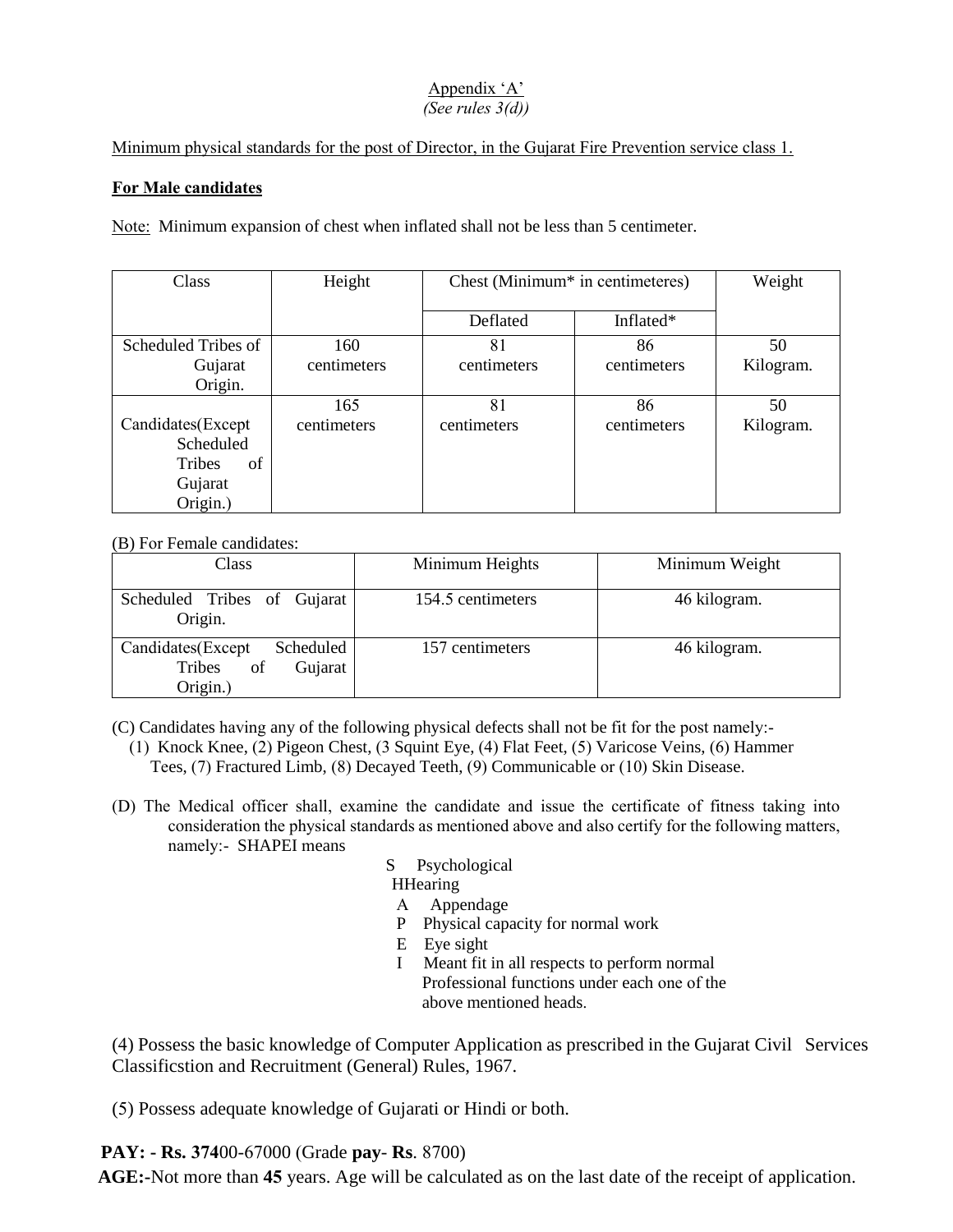Appendix 'A'

*(See rules 3(d))*

Minimum physical standards for the post of Director, in the Gujarat Fire Prevention service class 1.

**For Male candidates**

Note: Minimum expansion of chest when inflated shall not be less than 5 centimeter.

| Class | Height | Chest (Minimum* in centimeteres) | | Weight |
|---|---|---|---|---|
| | | Deflated | Inflated* | |
| Scheduled Tribes of Gujarat Origin. | 160 centimeters | 81 centimeters | 86 centimeters | 50 Kilogram. |
| Candidates(Except Scheduled Tribes of Gujarat Origin.) | 165 centimeters | 81 centimeters | 86 centimeters | 50 Kilogram. |

(B) For Female candidates:

| Class | Minimum Heights | Minimum Weight |
|---|---|---|
| Scheduled Tribes of Gujarat Origin. | 154.5 centimeters | 46 kilogram. |
| Candidates(Except Scheduled Tribes of Gujarat Origin.) | 157 centimeters | 46 kilogram. |

(C) Candidates having any of the following physical defects shall not be fit for the post namely:-
(1) Knock Knee, (2) Pigeon Chest, (3 Squint Eye, (4) Flat Feet, (5) Varicose Veins, (6) Hammer Tees, (7) Fractured Limb, (8) Decayed Teeth, (9) Communicable or (10) Skin Disease.

(D) The Medical officer shall, examine the candidate and issue the certificate of fitness taking into consideration the physical standards as mentioned above and also certify for the following matters, namely:- SHAPEI means

S Psychological
HHearing
A Appendage
P Physical capacity for normal work
E Eye sight
I Meant fit in all respects to perform normal Professional functions under each one of the above mentioned heads.

(4) Possess the basic knowledge of Computer Application as prescribed in the Gujarat Civil Services Classificstion and Recruitment (General) Rules, 1967.

(5) Possess adequate knowledge of Gujarati or Hindi or both.

**PAY: - Rs. 374**00-67000 (Grade **pay**- **Rs**. 8700)

**AGE:-**Not more than **45** years. Age will be calculated as on the last date of the receipt of application.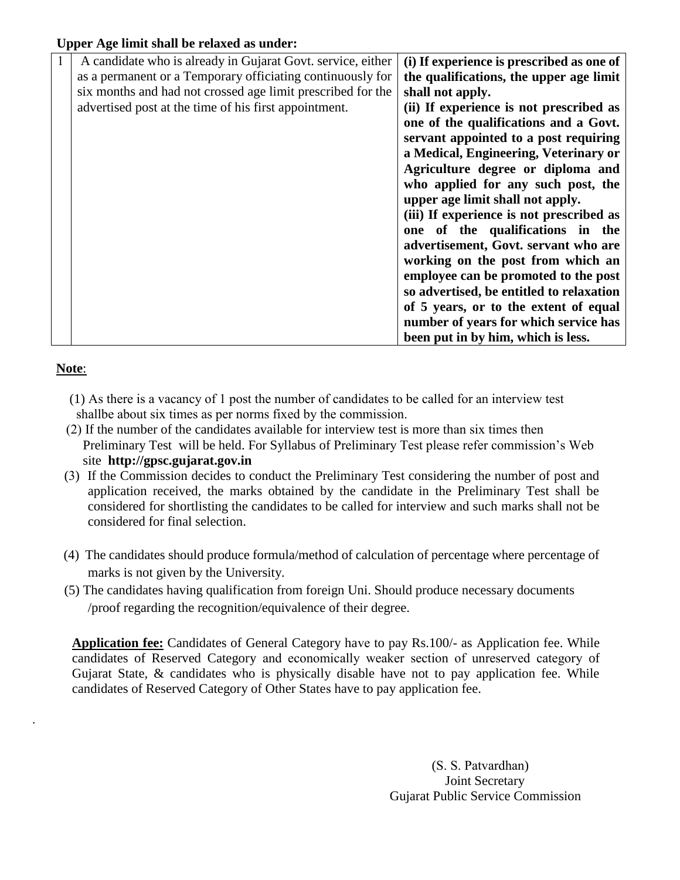**Upper Age limit shall be relaxed as under:**

| 1 | A candidate who is already in Gujarat Govt. service, either as a permanent or a Temporary officiating continuously for six months and had not crossed age limit prescribed for the advertised post at the time of his first appointment. | **(i) If experience is prescribed as one of the qualifications, the upper age limit shall not apply.** <br> **(ii) If experience is not prescribed as one of the qualifications and a Govt. servant appointed to a post requiring a Medical, Engineering, Veterinary or Agriculture degree or diploma and who applied for any such post, the upper age limit shall not apply.** <br> **(iii) If experience is not prescribed as one of the qualifications in the advertisement, Govt. servant who are working on the post from which an employee can be promoted to the post so advertised, be entitled to relaxation of 5 years, or to the extent of equal number of years for which service has been put in by him, which is less.** |
|---|---|---|

**Note**:

(1) As there is a vacancy of 1 post the number of candidates to be called for an interview test shallbe about six times as per norms fixed by the commission.

(2) If the number of the candidates available for interview test is more than six times then Preliminary Test will be held. For Syllabus of Preliminary Test please refer commission's Web site **http://gpsc.gujarat.gov.in**

(3) If the Commission decides to conduct the Preliminary Test considering the number of post and application received, the marks obtained by the candidate in the Preliminary Test shall be considered for shortlisting the candidates to be called for interview and such marks shall not be considered for final selection.

(4) The candidates should produce formula/method of calculation of percentage where percentage of marks is not given by the University.

(5) The candidates having qualification from foreign Uni. Should produce necessary documents /proof regarding the recognition/equivalence of their degree.

**Application fee:** Candidates of General Category have to pay Rs.100/- as Application fee. While candidates of Reserved Category and economically weaker section of unreserved category of Gujarat State, & candidates who is physically disable have not to pay application fee. While candidates of Reserved Category of Other States have to pay application fee.

(S. S. Patvardhan)
Joint Secretary
Gujarat Public Service Commission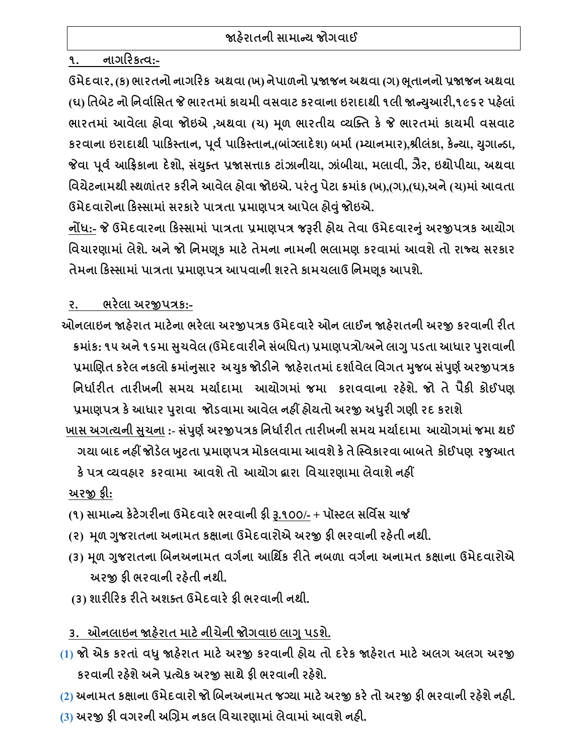# જાહેરાતની સામાન્ય જોગવાઈ

## ૧. નાગરિકત્વ:-

ઉમેદવાર, (ક) ભારતનો નાગરિક અથવા (ખ) નેપાળનો પ્રજાજન અથવા (ગ) ભૂતાનનો પ્રજાજન અથવા (ઘ) તિબેટ નો નિર્વાસિત જે ભારતમાં કાયમી વસવાટ કરવાના ઇરાદાથી ૧લી જાન્યુઆરી,૧૯૬૨ પહેલાં ભારતમાં આવેલા હોવા જોઇએ ,અથવા (ચ) મૂળ ભારતીય વ્યક્તિ કે જે ભારતમાં કાયમી વસવાટ કરવાના ઇરાદાથી પાકિસ્તાન, પૂર્વ પાકિસ્તાન,(બાંગ્લાદેશ) બર્મા (મ્યાનમાર),શ્રીલંકા, કેન્યા, યુગાન્ડા, જેવા પૂર્વ આફ્રિકાના દેશો, સંયુક્ત પ્રજાસત્તાક ટાંઝાનીયા, ઝાંબીયા, મલાવી, ઝૈર, ઇથોપીયા, અથવા વિયેટનામથી સ્થળાંતર કરીને આવેલ હોવા જોઇએ. પરંતુ પેટા ક્રમાંક (ખ),(ગ),(ઘ),અને (ચ)માં આવતા ઉમેદવારોના કિસ્સામાં સરકારે પાત્રતા પ્રમાણપત્ર આપેલ હોવું જોઇએ.

નોંધ:- જે ઉમેદવારના કિસ્સામાં પાત્રતા પ્રમાણપત્ર જરૂરી હોય તેવા ઉમેદવારનું અરજીપત્રક આયોગ વિચારણામાં લેશે. અને જો નિમણૂક માટે તેમના નામની ભલામણ કરવામાં આવશે તો રાજ્ય સરકાર તેમના કિસ્સામાં પાત્રતા પ્રમાણપત્ર આપવાની શરતે કામચલાઉ નિમણૂક આપશે.

## ૨. ભરેલા અરજીપત્રક:-

ઓનલાઇન જાહેરાત માટેના ભરેલા અરજીપત્રક ઉમેદવારે ઓન લાઈન જાહેરાતની અરજી કરવાની રીત ક્રમાંક: ૧૫ અને ૧૬મા સુચવેલ (ઉમેદવારીને સંબધિત) પ્રમાણપત્રો/અને લાગુ પડતા આધાર પુરાવાની પ્રમાણિત કરેલ નકલો ક્રમાંનુસાર અચુક જોડીને જાહેરાતમાં દર્શાવેલ વિગત મુજબ સંપુર્ણ અરજીપત્રક નિર્ધારીત તારીખની સમય મર્યાદામા આયોગમાં જમા કરાવવાના રહેશે. જો તે પૈકી કોઈપણ પ્રમાણપત્ર કે આધાર પુરાવા જોડવામા આવેલ નહીં હોયતો અરજી અધુરી ગણી રદ કરાશે

ખાસ અગત્યની સુચના :- સંપુર્ણ અરજીપત્રક નિર્ધારીત તારીખની સમય મર્યાદામા આયોગમાં જમા થઈ ગયા બાદ નહીં જોડેલ ખુટતા પ્રમાણપત્ર મોકલવામા આવશે કે તે સ્વિકારવા બાબતે કોઈપણ રજુઆત કે પત્ર વ્યવહાર કરવામા આવશે તો આયોગ દ્વારા વિચારણામા લેવાશે નહીં

**અરજી ફી:**

(૧) સામાન્ય કેટેગરીના ઉમેદવારે ભરવાની ફી રૂ.૧૦૦/- + પૉસ્ટલ સર્વિસ ચાર્જ

(૨) મૂળ ગુજરાતના અનામત કક્ષાના ઉમેદવારોએ અરજી ફી ભરવાની રહેતી નથી.

(૩) મૂળ ગુજરાતના બિનઅનામત વર્ગના આર્થિક રીતે નબળા વર્ગના અનામત કક્ષાના ઉમેદવારોએ અરજી ફી ભરવાની રહેતી નથી.

(૩) શારીરિક રીતે અશક્ત ઉમેદવારે ફી ભરવાની નથી.

## ૩. ઓનલાઇન જાહેરાત માટે નીચેની જોગવાઇ લાગુ પડશે.

(1) જો એક કરતાં વધુ જાહેરાત માટે અરજી કરવાની હોય તો દરેક જાહેરાત માટે અલગ અલગ અરજી કરવાની રહેશે અને પ્રત્યેક અરજી સાથે ફી ભરવાની રહેશે.

(2) અનામત કક્ષાના ઉમેદવારો જો બિનઅનામત જગ્યા માટે અરજી કરે તો અરજી ફી ભરવાની રહેશે નહી.

(3) અરજી ફી વગરની અગ્રિમ નકલ વિચારણામાં લેવામાં આવશે નહી.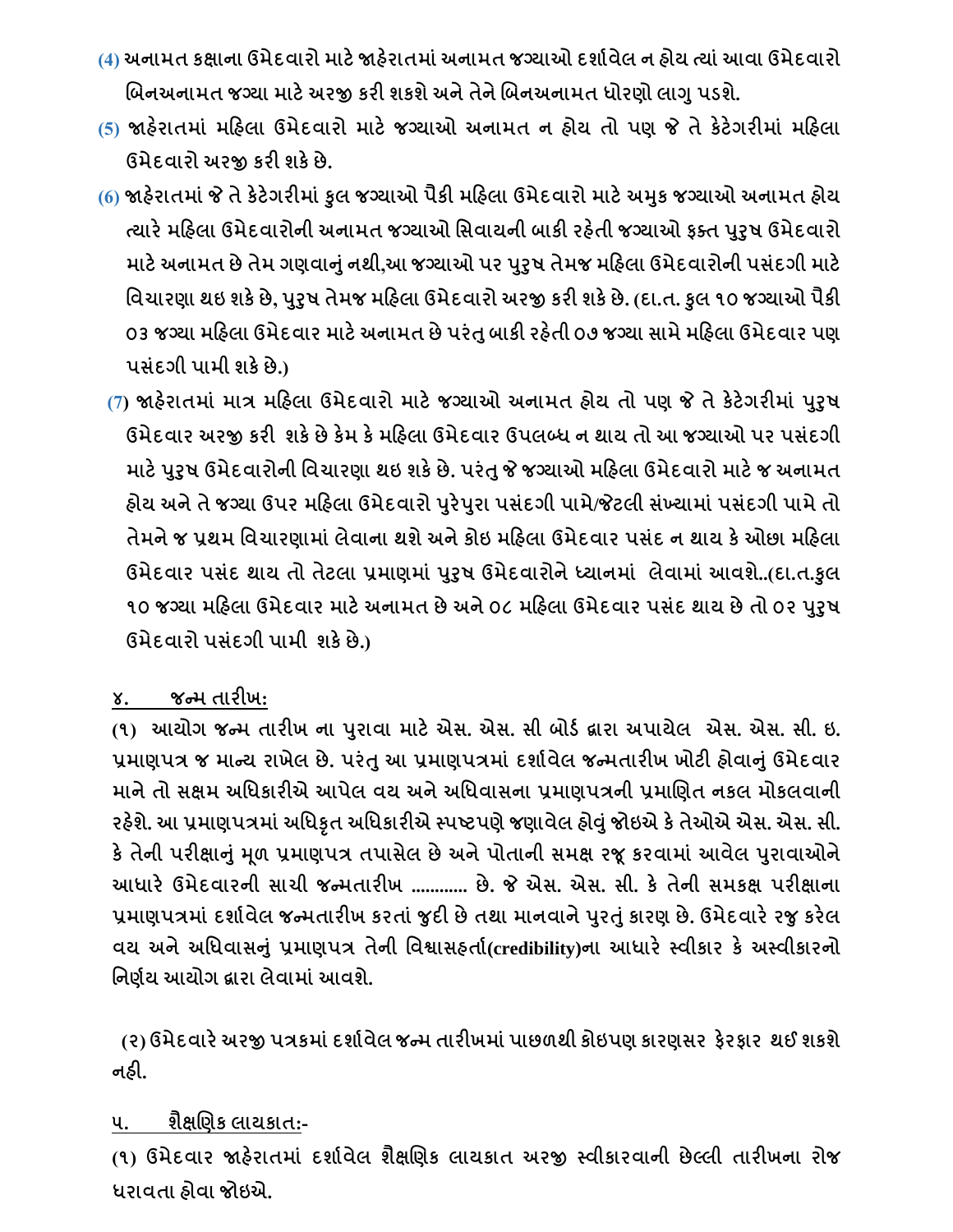**(4)** અનામત કક્ષાના ઉમેદવારો માટે જાહેરાતમાં અનામત જગ્યાઓ દર્શાવેલ ન હોય ત્યાં આવા ઉમેદવારો બિનઅનામત જગ્યા માટે અરજી કરી શકશે અને તેને બિનઅનામત ધોરણો લાગુ પડશે.

**(5)** જાહેરાતમાં મહિલા ઉમેદવારો માટે જગ્યાઓ અનામત ન હોય તો પણ જે તે કેટેગરીમાં મહિલા ઉમેદવારો અરજી કરી શકે છે.

**(6)** જાહેરાતમાં જે તે કેટેગરીમાં કુલ જગ્યાઓ પૈકી મહિલા ઉમેદવારો માટે અમુક જગ્યાઓ અનામત હોય ત્યારે મહિલા ઉમેદવારોની અનામત જગ્યાઓ સિવાયની બાકી રહેતી જગ્યાઓ ફક્ત પુરુષ ઉમેદવારો માટે અનામત છે તેમ ગણવાનું નથી,આ જગ્યાઓ પર પુરુષ તેમજ મહિલા ઉમેદવારોની પસંદગી માટે વિચારણા થઇ શકે છે, પુરુષ તેમજ મહિલા ઉમેદવારો અરજી કરી શકે છે. (દા.ત. કુલ ૧૦ જગ્યાઓ પૈકી ૦૩ જગ્યા મહિલા ઉમેદવાર માટે અનામત છે પરંતુ બાકી રહેતી ૦૭ જગ્યા સામે મહિલા ઉમેદવાર પણ પસંદગી પામી શકે છે.)

**(7)** જાહેરાતમાં માત્ર મહિલા ઉમેદવારો માટે જગ્યાઓ અનામત હોય તો પણ જે તે કેટેગરીમાં પુરુષ ઉમેદવાર અરજી કરી શકે છે કેમ કે મહિલા ઉમેદવાર ઉપલબ્ધ ન થાય તો આ જગ્યાઓ પર પસંદગી માટે પુરુષ ઉમેદવારોની વિચારણા થઇ શકે છે. પરંતુ જે જગ્યાઓ મહિલા ઉમેદવારો માટે જ અનામત હોય અને તે જગ્યા ઉપર મહિલા ઉમેદવારો પુરેપુરા પસંદગી પામે/જેટલી સંખ્યામાં પસંદગી પામે તો તેમને જ પ્રથમ વિચારણામાં લેવાના થશે અને કોઇ મહિલા ઉમેદવાર પસંદ ન થાય કે ઓછા મહિલા ઉમેદવાર પસંદ થાય તો તેટલા પ્રમાણમાં પુરુષ ઉમેદવારોને ધ્યાનમાં લેવામાં આવશે..(દા.ત.કુલ ૧૦ જગ્યા મહિલા ઉમેદવાર માટે અનામત છે અને ૦૮ મહિલા ઉમેદવાર પસંદ થાય છે તો ૦૨ પુરુષ ઉમેદવારો પસંદગી પામી શકે છે.)

## ૪. જન્મ તારીખ:

**(૧)** આયોગ જન્મ તારીખ ના પુરાવા માટે એસ. એસ. સી બોર્ડ દ્વારા અપાયેલ એસ. એસ. સી. ઇ. પ્રમાણપત્ર જ માન્ય રાખેલ છે. પરંતુ આ પ્રમાણપત્રમાં દર્શાવેલ જન્મતારીખ ખોટી હોવાનું ઉમેદવાર માને તો સક્ષમ અધિકારીએ આપેલ વય અને અધિવાસના પ્રમાણપત્રની પ્રમાણિત નકલ મોકલવાની રહેશે. આ પ્રમાણપત્રમાં અધિકૃત અધિકારીએ સ્પષ્ટપણે જણાવેલ હોવું જોઇએ કે તેઓએ એસ. એસ. સી. કે તેની પરીક્ષાનું મૂળ પ્રમાણપત્ર તપાસેલ છે અને પોતાની સમક્ષ રજૂ કરવામાં આવેલ પુરાવાઓને આધારે ઉમેદવારની સાચી જન્મતારીખ ............ છે. જે એસ. એસ. સી. કે તેની સમકક્ષ પરીક્ષાના પ્રમાણપત્રમાં દર્શાવેલ જન્મતારીખ કરતાં જુદી છે તથા માનવાને પુરતું કારણ છે. ઉમેદવારે રજુ કરેલ વય અને અધિવાસનું પ્રમાણપત્ર તેની વિશ્વાસહર્તા(**credibility**)ના આધારે સ્વીકાર કે અસ્વીકારનો નિર્ણય આયોગ દ્વારા લેવામાં આવશે.

**(૨)** ઉમેદવારે અરજી પત્રકમાં દર્શાવેલ જન્મ તારીખમાં પાછળથી કોઇપણ કારણસર ફેરફાર થઈ શકશે નહી.

## ૫. શૈક્ષણિક લાયકાત:-

**(૧)** ઉમેદવાર જાહેરાતમાં દર્શાવેલ શૈક્ષણિક લાયકાત અરજી સ્વીકારવાની છેલ્લી તારીખના રોજ ધરાવતા હોવા જોઇએ.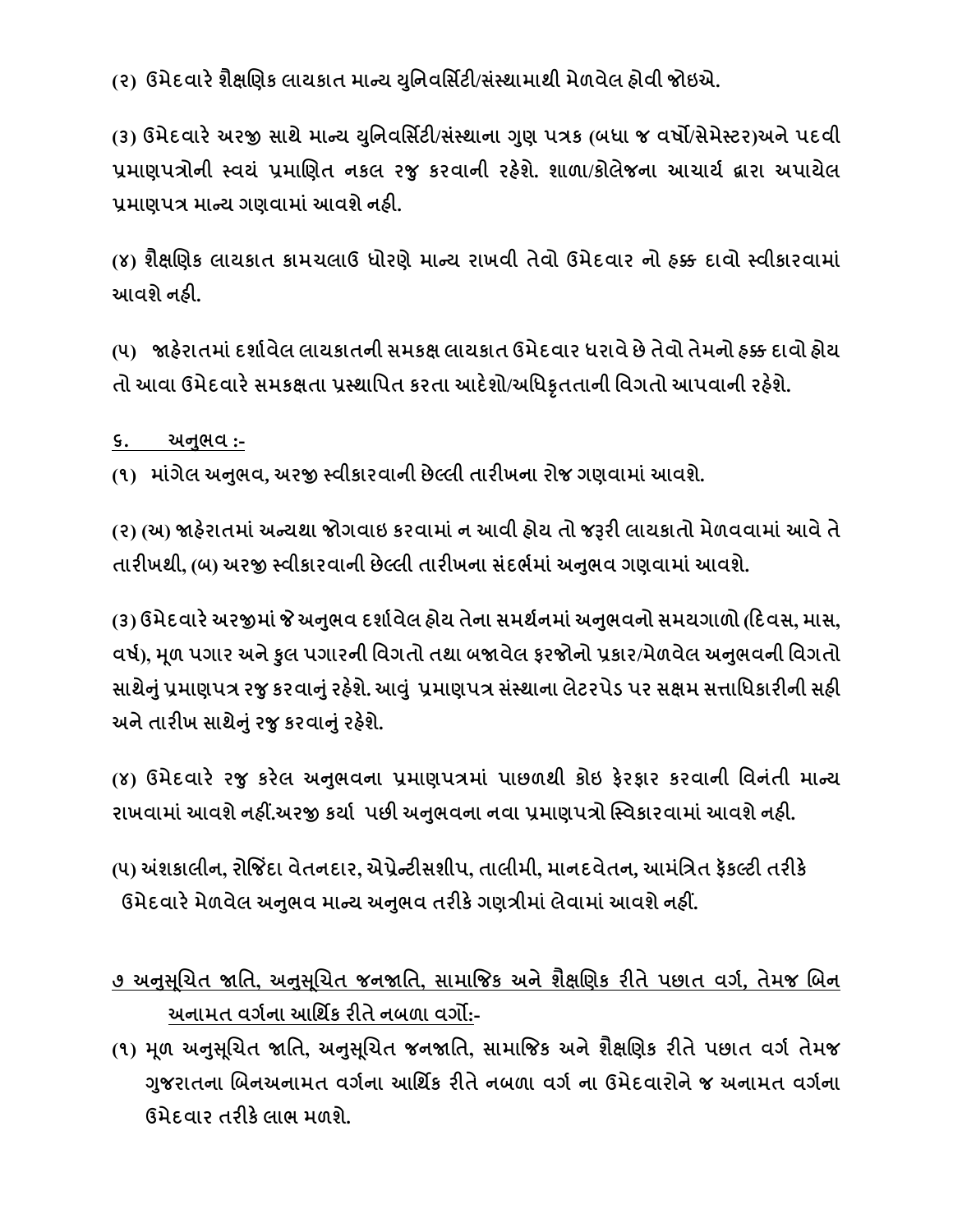(૨) ઉમેદવારે શૈક્ષણિક લાયકાત માન્ય યુનિવર્સિટી/સંસ્થામાથી મેળવેલ હોવી જોઇએ.

(૩) ઉમેદવારે અરજી સાથે માન્ય યુનિવર્સિટી/સંસ્થાના ગુણ પત્રક (બધા જ વર્ષો/સેમેસ્ટર)અને પદવી પ્રમાણપત્રોની સ્વયં પ્રમાણિત નકલ રજુ કરવાની રહેશે. શાળા/કોલેજના આચાર્ય દ્વારા અપાયેલ પ્રમાણપત્ર માન્ય ગણવામાં આવશે નહી.

(૪) શૈક્ષણિક લાયકાત કામચલાઉ ધોરણે માન્ય રાખવી તેવો ઉમેદવાર નો હક્ક દાવો સ્વીકારવામાં આવશે નહી.

(૫) જાહેરાતમાં દર્શાવેલ લાયકાતની સમકક્ષ લાયકાત ઉમેદવાર ધરાવે છે તેવો તેમનો હક્ક દાવો હોય તો આવા ઉમેદવારે સમકક્ષતા પ્રસ્થાપિત કરતા આદેશો/અધિકૃતતાની વિગતો આપવાની રહેશે.

<u>૬. અનુભવ :-</u>

(૧) માંગેલ અનુભવ, અરજી સ્વીકારવાની છેલ્લી તારીખના રોજ ગણવામાં આવશે.

(૨) (અ) જાહેરાતમાં અન્યથા જોગવાઇ કરવામાં ન આવી હોય તો જરૂરી લાયકાતો મેળવવામાં આવે તે તારીખથી, (બ) અરજી સ્વીકારવાની છેલ્લી તારીખના સંદર્ભમાં અનુભવ ગણવામાં આવશે.

(૩) ઉમેદવારે અરજીમાં જે અનુભવ દર્શાવેલ હોય તેના સમર્થનમાં અનુભવનો સમયગાળો (દિવસ, માસ, વર્ષ), મૂળ પગાર અને કુલ પગારની વિગતો તથા બજાવેલ ફરજોનો પ્રકાર/મેળવેલ અનુભવની વિગતો સાથેનું પ્રમાણપત્ર રજુ કરવાનું રહેશે. આવું પ્રમાણપત્ર સંસ્થાના લેટરપેડ પર સક્ષમ સત્તાધિકારીની સહી અને તારીખ સાથેનું રજુ કરવાનું રહેશે.

(૪) ઉમેદવારે રજુ કરેલ અનુભવના પ્રમાણપત્રમાં પાછળથી કોઇ ફેરફાર કરવાની વિનંતી માન્ય રાખવામાં આવશે નહીં.અરજી કર્યા પછી અનુભવના નવા પ્રમાણપત્રો સ્વિકારવામાં આવશે નહી.

(૫) અંશકાલીન, રોજિંદા વેતનદાર, એપ્રેન્ટીસશીપ, તાલીમી, માનદવેતન, આમંત્રિત ફેકલ્ટી તરીકે ઉમેદવારે મેળવેલ અનુભવ માન્ય અનુભવ તરીકે ગણત્રીમાં લેવામાં આવશે નહીં.

<u>૭ અનુસૂચિત જાતિ, અનુસૂચિત જનજાતિ, સામાજિક અને શૈક્ષણિક રીતે પછાત વર્ગ, તેમજ બિન અનામત વર્ગના આર્થિક રીતે નબળા વર્ગો:-</u>

(૧) મૂળ અનુસૂચિત જાતિ, અનુસૂચિત જનજાતિ, સામાજિક અને શૈક્ષણિક રીતે પછાત વર્ગ તેમજ ગુજરાતના બિનઅનામત વર્ગના આર્થિક રીતે નબળા વર્ગ ના ઉમેદવારોને જ અનામત વર્ગના ઉમેદવાર તરીકે લાભ મળશે.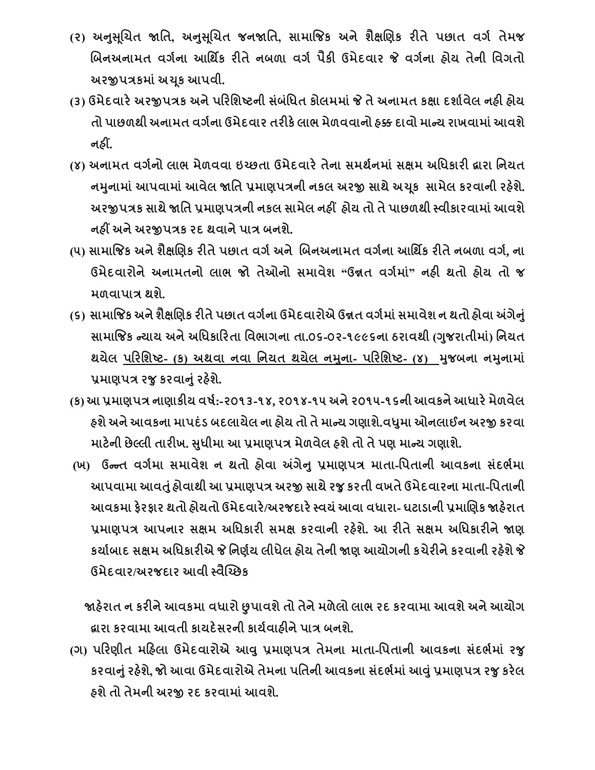(૨) અનુસૂચિત જાતિ, અનુસૂચિત જનજાતિ, સામાજિક અને શૈક્ષણિક રીતે પછાત વર્ગ તેમજ બિનઅનામત વર્ગના આર્થિક રીતે નબળા વર્ગ પૈકી ઉમેદવાર જે વર્ગના હોય તેની વિગતો અરજીપત્રકમાં અચૂક આપવી.

(૩) ઉમેદવારે અરજીપત્રક અને પરિશિષ્ટની સંબંધિત કોલમમાં જે તે અનામત કક્ષા દર્શાવેલ નહી હોય તો પાછળથી અનામત વર્ગના ઉમેદવાર તરીકે લાભ મેળવવાનો હક્ક દાવો માન્ય રાખવામાં આવશે નહીં.

(૪) અનામત વર્ગનો લાભ મેળવવા ઇચ્છતા ઉમેદવારે તેના સમર્થનમાં સક્ષમ અધિકારી દ્વારા નિયત નમુનામાં આપવામાં આવેલ જાતિ પ્રમાણપત્રની નકલ અરજી સાથે અચૂક સામેલ કરવાની રહેશે. અરજીપત્રક સાથે જાતિ પ્રમાણપત્રની નકલ સામેલ નહીં હોય તો તે પાછળથી સ્વીકારવામાં આવશે નહીં અને અરજીપત્રક રદ થવાને પાત્ર બનશે.

(૫) સામાજિક અને શૈક્ષણિક રીતે પછાત વર્ગ અને બિનઅનામત વર્ગના આર્થિક રીતે નબળા વર્ગ, ના ઉમેદવારોને અનામતનો લાભ જો તેઓનો સમાવેશ "ઉન્નત વર્ગમાં" નહી થતો હોય તો જ મળવાપાત્ર થશે.

(૬) સામાજિક અને શૈક્ષણિક રીતે પછાત વર્ગના ઉમેદવારોએ ઉન્નત વર્ગમાં સમાવેશ ન થતો હોવા અંગેનું સામાજિક ન્યાય અને અધિકારિતા વિભાગના તા.૦૬-૦૨-૧૯૯૬ના ઠરાવથી (ગુજરાતીમાં) નિયત થયેલ <u>પરિશિષ્ટ- (ક) અથવા નવા નિયત થયેલ નમુના- પરિશિષ્ટ- (૪)</u> મુજબના નમુનામાં પ્રમાણપત્ર રજુ કરવાનું રહેશે.

(ક) આ પ્રમાણપત્ર નાણાકીય વર્ષ:-૨૦૧૩-૧૪, ૨૦૧૪-૧૫ અને ૨૦૧૫-૧૬ની આવકને આધારે મેળવેલ હશે અને આવકના માપદંડ બદલાયેલ ના હોય તો તે માન્ય ગણાશે.વધુમા ઓનલાઈન અરજી કરવા માટેની છેલ્લી તારીખ. સુધીમા આ પ્રમાણપત્ર મેળવેલ હશે તો તે પણ માન્ય ગણાશે.

(ખ) ઉન્ન્ત વર્ગમા સમાવેશ ન થતો હોવા અંગેનુ પ્રમાણપત્ર માતા-પિતાની આવકના સંદર્ભમા આપવામા આવતું હોવાથી આ પ્રમાણપત્ર અરજી સાથે રજુ કરતી વખતે ઉમેદવારના માતા-પિતાની આવકમા ફેરફાર થતો હોયતો ઉમેદવારે/અરજદારે સ્વયં આવા વધારા- ઘટાડાની પ્રમાણિક જાહેરાત પ્રમાણપત્ર આપનાર સક્ષમ અધિકારી સમક્ષ કરવાની રહેશે. આ રીતે સક્ષમ અધિકારીને જાણ કર્યાબાદ સક્ષમ અધિકારીએ જે નિર્ણય લીધેલ હોય તેની જાણ આયોગની કચેરીને કરવાની રહેશે જે ઉમેદવાર/અરજદાર આવી સ્વૈચ્છિક

જાહેરાત ન કરીને આવકમા વધારો છુપાવશે તો તેને મળેલો લાભ રદ કરવામા આવશે અને આયોગ દ્વારા કરવામા આવતી કાયદેસરની કાર્યવાહીને પાત્ર બનશે.

(ગ) પરિણીત મહિલા ઉમેદવારોએ આવુ પ્રમાણપત્ર તેમના માતા-પિતાની આવકના સંદર્ભમાં રજુ કરવાનું રહેશે, જો આવા ઉમેદવારોએ તેમના પતિની આવકના સંદર્ભમાં આવું પ્રમાણપત્ર રજુ કરેલ હશે તો તેમની અરજી રદ કરવામાં આવશે.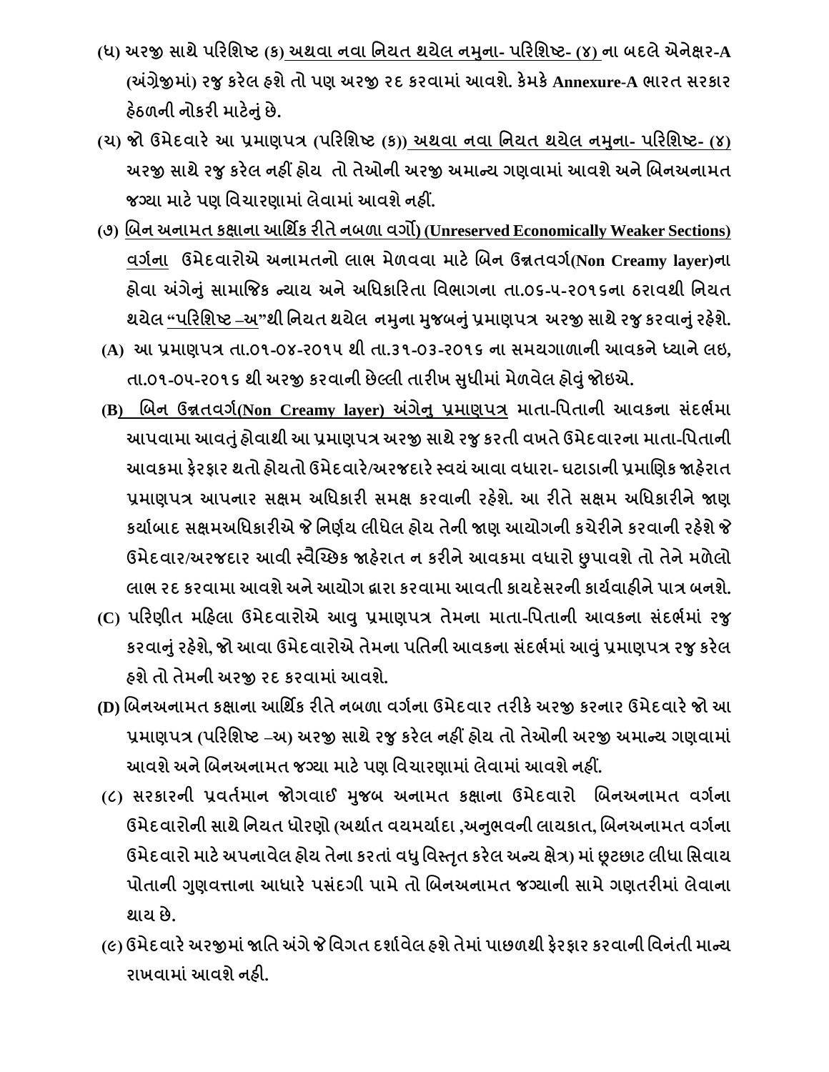(ધ) અરજી સાથે પરિશિષ્ટ (ક) અથવા નવા નિયત થયેલ નમુના- પરિશિષ્ટ- (૪) ના બદલે એનેક્ષર-A (અંગ્રેજીમાં) રજુ કરેલ હશે તો પણ અરજી રદ કરવામાં આવશે. કેમકે Annexure-A ભારત સરકાર હેઠળની નોકરી માટેનું છે.

(ચ) જો ઉમેદવારે આ પ્રમાણપત્ર (પરિશિષ્ટ (ક)) અથવા નવા નિયત થયેલ નમુના- પરિશિષ્ટ- (૪) અરજી સાથે રજુ કરેલ નહીં હોય તો તેઓની અરજી અમાન્ય ગણવામાં આવશે અને બિનઅનામત જગ્યા માટે પણ વિચારણામાં લેવામાં આવશે નહીં.

(૭) બિન અનામત કક્ષાના આર્થિક રીતે નબળા વર્ગો) (Unreserved Economically Weaker Sections) વર્ગના ઉમેદવારોએ અનામતનો લાભ મેળવવા માટે બિન ઉન્નતવર્ગ(Non Creamy layer)ના હોવા અંગેનું સામાજિક ન્યાય અને અધિકારિતા વિભાગના તા.૦૬-૫-૨૦૧૬ના ઠરાવથી નિયત થયેલ "પરિશિષ્ટ –અ"થી નિયત થયેલ નમુના મુજબનું પ્રમાણપત્ર અરજી સાથે રજુ કરવાનું રહેશે.

(A) આ પ્રમાણપત્ર તા.૦૧-૦૪-૨૦૧૫ થી તા.૩૧-૦૩-૨૦૧૬ ના સમયગાળાની આવકને ધ્યાને લઇ, તા.૦૧-૦૫-૨૦૧૬ થી અરજી કરવાની છેલ્લી તારીખ સુધીમાં મેળવેલ હોવું જોઇએ.

(B) બિન ઉન્નતવર્ગ(Non Creamy layer) અંગેનુ પ્રમાણપત્ર માતા-પિતાની આવકના સંદર્ભમા આપવામા આવતું હોવાથી આ પ્રમાણપત્ર અરજી સાથે રજુ કરતી વખતે ઉમેદવારના માતા-પિતાની આવકમા ફેરફાર થતો હોયતો ઉમેદવારે/અરજદારે સ્વયં આવા વધારા- ઘટાડાની પ્રમાણિક જાહેરાત પ્રમાણપત્ર આપનાર સક્ષમ અધિકારી સમક્ષ કરવાની રહેશે. આ રીતે સક્ષમ અધિકારીને જાણ કર્યાબાદ સક્ષમઅધિકારીએ જે નિર્ણય લીધેલ હોય તેની જાણ આયોગની કચેરીને કરવાની રહેશે જે ઉમેદવાર/અરજદાર આવી સ્વૈચ્છિક જાહેરાત ન કરીને આવકમા વધારો છુપાવશે તો તેને મળેલો લાભ રદ કરવામા આવશે અને આયોગ દ્વારા કરવામા આવતી કાયદેસરની કાર્યવાહીને પાત્ર બનશે.

(C) પરિણીત મહિલા ઉમેદવારોએ આવુ પ્રમાણપત્ર તેમના માતા-પિતાની આવકના સંદર્ભમાં રજુ કરવાનું રહેશે, જો આવા ઉમેદવારોએ તેમના પતિની આવકના સંદર્ભમાં આવું પ્રમાણપત્ર રજુ કરેલ હશે તો તેમની અરજી રદ કરવામાં આવશે.

(D) બિનઅનામત કક્ષાના આર્થિક રીતે નબળા વર્ગના ઉમેદવાર તરીકે અરજી કરનાર ઉમેદવારે જો આ પ્રમાણપત્ર (પરિશિષ્ટ –અ) અરજી સાથે રજુ કરેલ નહીં હોય તો તેઓની અરજી અમાન્ય ગણવામાં આવશે અને બિનઅનામત જગ્યા માટે પણ વિચારણામાં લેવામાં આવશે નહીં.

(૮) સરકારની પ્રવર્તમાન જોગવાઈ મુજબ અનામત કક્ષાના ઉમેદવારો બિનઅનામત વર્ગના ઉમેદવારોની સાથે નિયત ધોરણો (અર્થાત વયમર્યાદા ,અનુભવની લાયકાત, બિનઅનામત વર્ગના ઉમેદવારો માટે અપનાવેલ હોય તેના કરતાં વધુ વિસ્તૃત કરેલ અન્ય ક્ષેત્ર) માં છૂટછાટ લીધા સિવાય પોતાની ગુણવત્તાના આધારે પસંદગી પામે તો બિનઅનામત જગ્યાની સામે ગણતરીમાં લેવાના થાય છે.

(૯) ઉમેદવારે અરજીમાં જાતિ અંગે જે વિગત દર્શાવેલ હશે તેમાં પાછળથી ફેરફાર કરવાની વિનંતી માન્ય રાખવામાં આવશે નહી.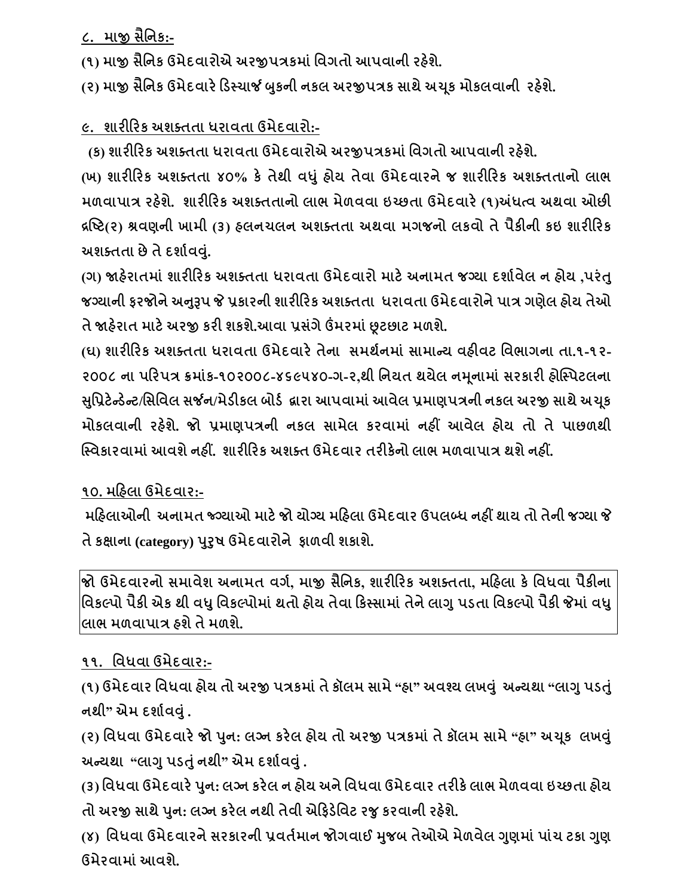**૮. માજી સૈનિક:-**

**(૧) માજી સૈનિક ઉમેદવારોએ અરજીપત્રકમાં વિગતો આપવાની રહેશે.**

**(૨) માજી સૈનિક ઉમેદવારે ડિસ્ચાર્જ બુકની નકલ અરજીપત્રક સાથે અચૂક મોકલવાની રહેશે.**

**૯. શારીરિક અશક્તતા ધરાવતા ઉમેદવારો:-**

**(ક) શારીરિક અશક્તતા ધરાવતા ઉમેદવારોએ અરજીપત્રકમાં વિગતો આપવાની રહેશે.**

**(ખ) શારીરિક અશક્તતા ૪૦% કે તેથી વધું હોય તેવા ઉમેદવારને જ શારીરિક અશક્તતાનો લાભ મળવાપાત્ર રહેશે. શારીરિક અશક્તતાનો લાભ મેળવવા ઇચ્છતા ઉમેદવારે (૧)અંધત્વ અથવા ઓછી દ્રષ્ટિ(૨) શ્રવણની ખામી (૩) હલનચલન અશક્તતા અથવા મગજનો લકવો તે પૈકીની કઇ શારીરિક અશક્તતા છે તે દર્શાવવું.**

**(ગ) જાહેરાતમાં શારીરિક અશક્તતા ધરાવતા ઉમેદવારો માટે અનામત જગ્યા દર્શાવેલ ન હોય ,પરંતુ જગ્યાની ફરજોને અનુરૂપ જે પ્રકારની શારીરિક અશક્તતા ધરાવતા ઉમેદવારોને પાત્ર ગણેલ હોય તેઓ તે જાહેરાત માટે અરજી કરી શકશે.આવા પ્રસંગે ઉંમરમાં છૂટછાટ મળશે.**

**(ઘ) શારીરિક અશક્તતા ધરાવતા ઉમેદવારે તેના સમર્થનમાં સામાન્ય વહીવટ વિભાગના તા.૧-૧૨-૨૦૦૮ ના પરિપત્ર ક્રમાંક-૧૦૨૦૦૮-૪૬૯૫૪૦-ગ-૨,થી નિયત થયેલ નમૂનામાં સરકારી હોસ્પિટલના સુપ્રિટેન્ડેન્ટ/સિવિલ સર્જન/મેડીકલ બોર્ડ દ્વારા આપવામાં આવેલ પ્રમાણપત્રની નકલ અરજી સાથે અચૂક મોકલવાની રહેશે. જો પ્રમાણપત્રની નકલ સામેલ કરવામાં નહીં આવેલ હોય તો તે પાછળથી સ્વિકારવામાં આવશે નહીં. શારીરિક અશક્ત ઉમેદવાર તરીકેનો લાભ મળવાપાત્ર થશે નહીં.**

**૧૦. મહિલા ઉમેદવાર:-**

**મહિલાઓની અનામત જગ્યાઓ માટે જો યોગ્ય મહિલા ઉમેદવાર ઉપલબ્ધ નહીં થાય તો તેની જગ્યા જે તે કક્ષાના (category) પુરૂષ ઉમેદવારોને ફાળવી શકાશે.**

**જો ઉમેદવારનો સમાવેશ અનામત વર્ગ, માજી સૈનિક, શારીરિક અશક્તતા, મહિલા કે વિધવા પૈકીના વિકલ્પો પૈકી એક થી વધુ વિકલ્પોમાં થતો હોય તેવા કિસ્સામાં તેને લાગુ પડતા વિકલ્પો પૈકી જેમાં વધુ લાભ મળવાપાત્ર હશે તે મળશે.**

**૧૧. વિધવા ઉમેદવાર:-**

**(૧) ઉમેદવાર વિધવા હોય તો અરજી પત્રકમાં તે કૉલમ સામે "હા" અવશ્ય લખવું અન્યથા "લાગુ પડતું નથી" એમ દર્શાવવું .**

**(૨) વિધવા ઉમેદવારે જો પુન: લગ્ન કરેલ હોય તો અરજી પત્રકમાં તે કૉલમ સામે "હા" અચૂક લખવું અન્યથા "લાગુ પડતું નથી" એમ દર્શાવવું .**

**(૩) વિધવા ઉમેદવારે પુન: લગ્ન કરેલ ન હોય અને વિધવા ઉમેદવાર તરીકે લાભ મેળવવા ઇચ્છતા હોય તો અરજી સાથે પુન: લગ્ન કરેલ નથી તેવી એફિડેવિટ રજુ કરવાની રહેશે.**

**(૪) વિધવા ઉમેદવારને સરકારની પ્રવર્તમાન જોગવાઈ મુજબ તેઓએ મેળવેલ ગુણમાં પાંચ ટકા ગુણ ઉમેરવામાં આવશે.**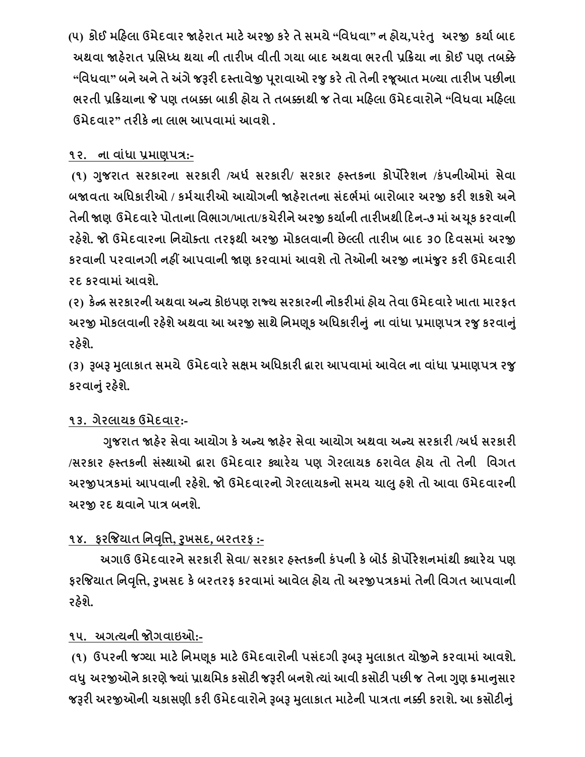(૫) કોઈ મહિલા ઉમેદવાર જાહેરાત માટે અરજી કરે તે સમયે "વિધવા" ન હોય,પરંતુ અરજી કર્યા બાદ અથવા જાહેરાત પ્રસિધ્ધ થયા ની તારીખ વીતી ગયા બાદ અથવા ભરતી પ્રક્રિયા ના કોઈ પણ તબક્કે "વિધવા" બને અને તે અંગે જરૂરી દસ્તાવેજી પૂરાવાઓ રજુ કરે તો તેની રજૂઆત મળ્યા તારીખ પછીના ભરતી પ્રક્રિયાના જે પણ તબક્કા બાકી હોય તે તબક્કાથી જ તેવા મહિલા ઉમેદવારોને "વિધવા મહિલા ઉમેદવાર" તરીકે ના લાભ આપવામાં આવશે .

**૧૨. ના વાંધા પ્રમાણપત્ર:-**

(૧) ગુજરાત સરકારના સરકારી /અર્ધ સરકારી/ સરકાર હસ્તકના કોર્પોરેશન /કંપનીઓમાં સેવા બજાવતા અધિકારીઓ / કર્મચારીઓ આયોગની જાહેરાતના સંદર્ભમાં બારોબાર અરજી કરી શકશે અને તેની જાણ ઉમેદવારે પોતાના વિભાગ/ખાતા/કચેરીને અરજી કર્યાની તારીખથી દિન-૭ માં અચૂક કરવાની રહેશે. જો ઉમેદવારના નિયોક્તા તરફથી અરજી મોકલવાની છેલ્લી તારીખ બાદ ૩૦ દિવસમાં અરજી કરવાની પરવાનગી નહીં આપવાની જાણ કરવામાં આવશે તો તેઓની અરજી નામંજુર કરી ઉમેદવારી રદ કરવામાં આવશે.

(૨) કેન્દ્ર સરકારની અથવા અન્ય કોઇપણ રાજ્ય સરકારની નોકરીમાં હોય તેવા ઉમેદવારે ખાતા મારફત અરજી મોકલવાની રહેશે અથવા આ અરજી સાથે નિમણૂક અધિકારીનું ના વાંધા પ્રમાણપત્ર રજુ કરવાનું રહેશે.

(૩) રૂબરૂ મુલાકાત સમયે ઉમેદવારે સક્ષમ અધિકારી દ્વારા આપવામાં આવેલ ના વાંધા પ્રમાણપત્ર રજુ કરવાનું રહેશે.

**૧૩. ગેરલાયક ઉમેદવાર:-**

ગુજરાત જાહેર સેવા આયોગ કે અન્ય જાહેર સેવા આયોગ અથવા અન્ય સરકારી /અર્ધ સરકારી /સરકાર હસ્તકની સંસ્થાઓ દ્વારા ઉમેદવાર ક્યારેય પણ ગેરલાયક ઠરાવેલ હોય તો તેની વિગત અરજીપત્રકમાં આપવાની રહેશે. જો ઉમેદવારનો ગેરલાયકનો સમય ચાલુ હશે તો આવા ઉમેદવારની અરજી રદ થવાને પાત્ર બનશે.

**૧૪. ફરજિયાત નિવૃત્તિ, રુખસદ, બરતરફ :-**

અગાઉ ઉમેદવારને સરકારી સેવા/ સરકાર હસ્તકની કંપની કે બોર્ડ કોર્પોરેશનમાંથી ક્યારેય પણ ફરજિયાત નિવૃત્તિ, રુખસદ કે બરતરફ કરવામાં આવેલ હોય તો અરજીપત્રકમાં તેની વિગત આપવાની રહેશે.

**૧૫. અગત્યની જોગવાઇઓ:-**

(૧) ઉપરની જગ્યા માટે નિમણૂક માટે ઉમેદવારોની પસંદગી રૂબરૂ મુલાકાત યોજીને કરવામાં આવશે. વધુ અરજીઓને કારણે જ્યાં પ્રાથમિક કસોટી જરૂરી બનશે ત્યાં આવી કસોટી પછી જ તેના ગુણ ક્રમાનુસાર જરૂરી અરજીઓની ચકાસણી કરી ઉમેદવારોને રૂબરૂ મુલાકાત માટેની પાત્રતા નક્કી કરાશે. આ કસોટીનું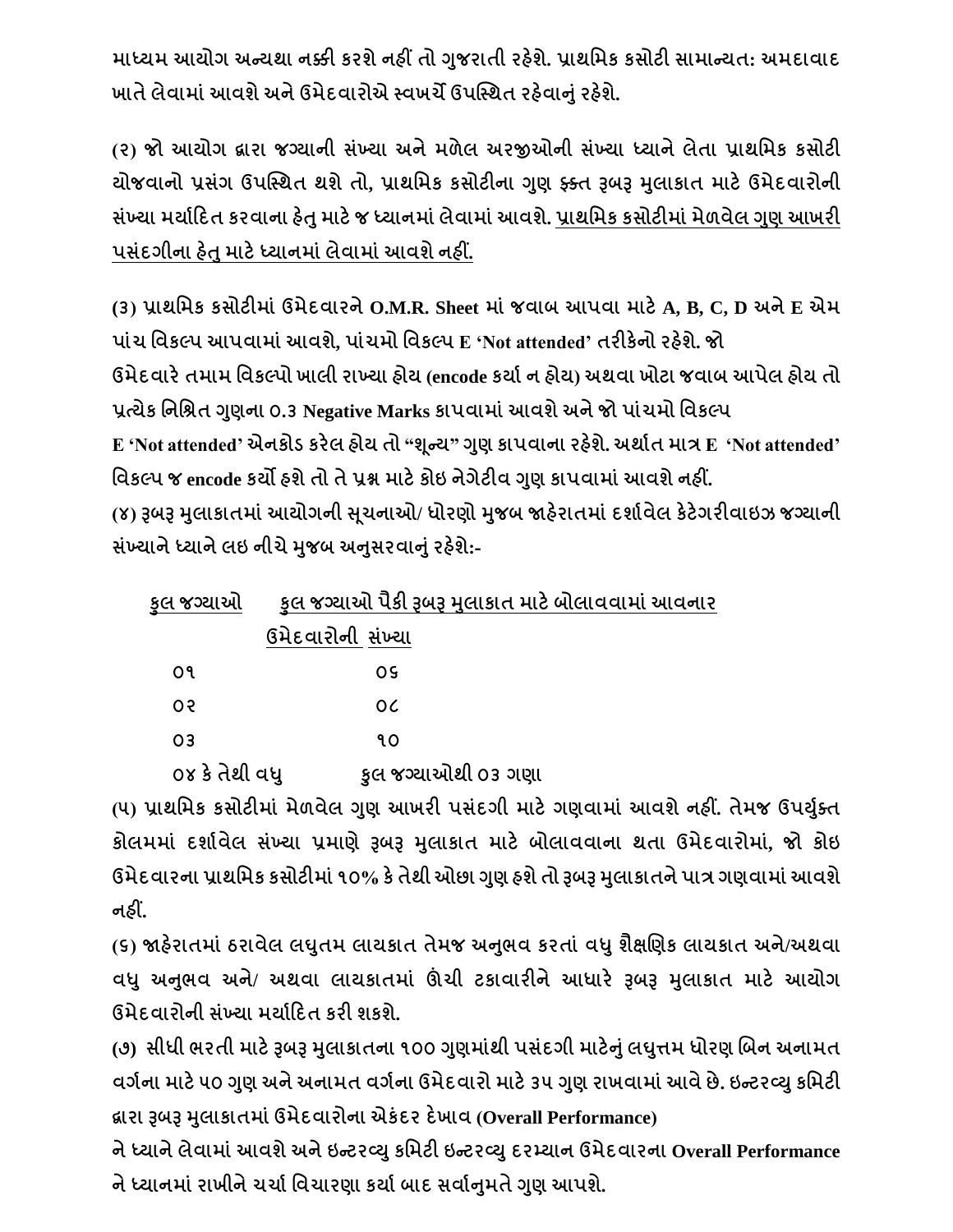માધ્યમ આયોગ અન્યથા નક્કી કરશે નહીં તો ગુજરાતી રહેશે. પ્રાથમિક કસોટી સામાન્યત: અમદાવાદ ખાતે લેવામાં આવશે અને ઉમેદવારોએ સ્વખર્ચે ઉપસ્થિત રહેવાનું રહેશે.

(૨) જો આયોગ દ્વારા જગ્યાની સંખ્યા અને મળેલ અરજીઓની સંખ્યા ધ્યાને લેતા પ્રાથમિક કસોટી યોજવાનો પ્રસંગ ઉપસ્થિત થશે તો, પ્રાથમિક કસોટીના ગુણ ફક્ત રૂબરૂ મુલાકાત માટે ઉમેદવારોની સંખ્યા મર્યાદિત કરવાના હેતુ માટે જ ધ્યાનમાં લેવામાં આવશે. <u>પ્રાથમિક કસોટીમાં મેળવેલ ગુણ આખરી પસંદગીના હેતુ માટે ધ્યાનમાં લેવામાં આવશે નહીં.</u>

(૩) પ્રાથમિક કસોટીમાં ઉમેદવારને O.M.R. Sheet માં જવાબ આપવા માટે A, B, C, D અને E એમ પાંચ વિકલ્પ આપવામાં આવશે, પાંચમો વિકલ્પ E 'Not attended' તરીકેનો રહેશે. જો ઉમેદવારે તમામ વિકલ્પો ખાલી રાખ્યા હોય (encode કર્યા ન હોય) અથવા ખોટા જવાબ આપેલ હોય તો પ્રત્યેક નિશ્ચિત ગુણના ૦.૩ Negative Marks કાપવામાં આવશે અને જો પાંચમો વિકલ્પ E 'Not attended' એનકોડ કરેલ હોય તો "શૂન્ય" ગુણ કાપવાના રહેશે. અર્થાત માત્ર E 'Not attended' વિકલ્પ જ encode કર્યો હશે તો તે પ્રશ્ન માટે કોઇ નેગેટીવ ગુણ કાપવામાં આવશે નહીં.

(૪) રૂબરૂ મુલાકાતમાં આયોગની સૂચનાઓ/ ધોરણો મુજબ જાહેરાતમાં દર્શાવેલ કેટેગરીવાઇઝ જગ્યાની સંખ્યાને ધ્યાને લઇ નીચે મુજબ અનુસરવાનું રહેશે:-

| કુલ જગ્યાઓ | કુલ જગ્યાઓ પૈકી રૂબરૂ મુલાકાત માટે બોલાવવામાં આવનાર ઉમેદવારોની સંખ્યા |
|---|---|
| ૦૧ | ૦૬ |
| ૦૨ | ૦૮ |
| ૦૩ | ૧૦ |
| ૦૪ કે તેથી વધુ | કુલ જગ્યાઓથી ૦૩ ગણા |

(૫) પ્રાથમિક કસોટીમાં મેળવેલ ગુણ આખરી પસંદગી માટે ગણવામાં આવશે નહીં. તેમજ ઉપર્યુક્ત કોલમમાં દર્શાવેલ સંખ્યા પ્રમાણે રૂબરૂ મુલાકાત માટે બોલાવવાના થતા ઉમેદવારોમાં, જો કોઇ ઉમેદવારના પ્રાથમિક કસોટીમાં ૧૦% કે તેથી ઓછા ગુણ હશે તો રૂબરૂ મુલાકાતને પાત્ર ગણવામાં આવશે નહીં.

(૬) જાહેરાતમાં ઠરાવેલ લઘુતમ લાયકાત તેમજ અનુભવ કરતાં વધુ શૈક્ષણિક લાયકાત અને/અથવા વધુ અનુભવ અને/ અથવા લાયકાતમાં ઊંચી ટકાવારીને આધારે રૂબરૂ મુલાકાત માટે આયોગ ઉમેદવારોની સંખ્યા મર્યાદિત કરી શકશે.

(૭) સીધી ભરતી માટે રૂબરૂ મુલાકાતના ૧૦૦ ગુણમાંથી પસંદગી માટેનું લઘુત્તમ ધોરણ બિન અનામત વર્ગના માટે ૫૦ ગુણ અને અનામત વર્ગના ઉમેદવારો માટે ૩૫ ગુણ રાખવામાં આવે છે. ઇન્ટરવ્યુ કમિટી દ્વારા રૂબરૂ મુલાકાતમાં ઉમેદવારોના એકંદર દેખાવ (Overall Performance) ને ધ્યાને લેવામાં આવશે અને ઇન્ટરવ્યુ કમિટી ઇન્ટરવ્યુ દરમ્યાન ઉમેદવારના Overall Performance ને ધ્યાનમાં રાખીને ચર્ચા વિચારણા કર્યા બાદ સર્વાનુમતે ગુણ આપશે.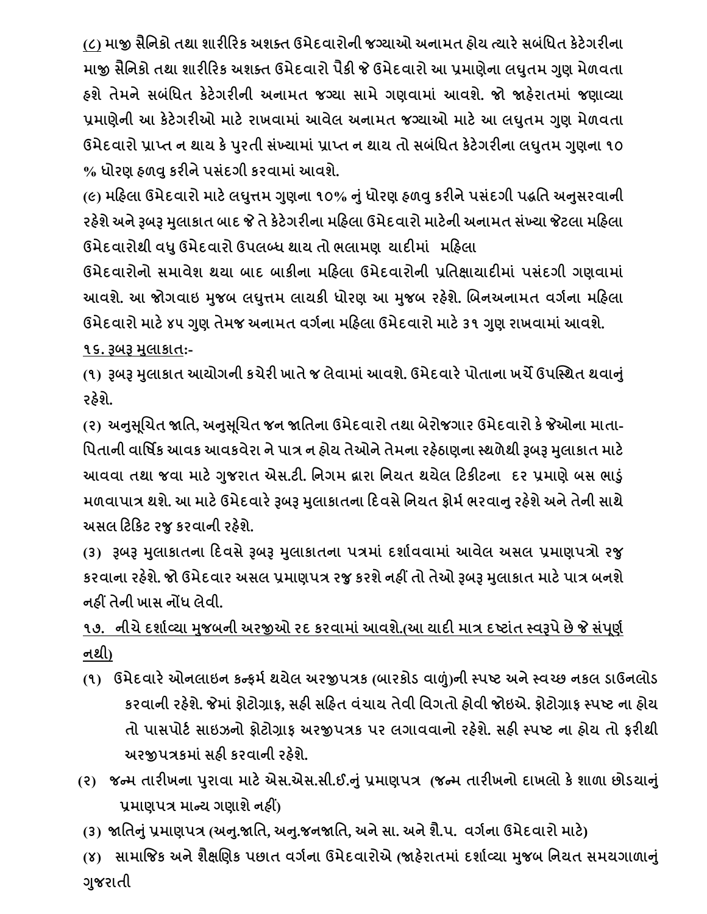(૮) માજી સૈનિકો તથા શારીરિક અશક્ત ઉમેદવારોની જગ્યાઓ અનામત હોય ત્યારે સબંધિત કેટેગરીના માજી સૈનિકો તથા શારીરિક અશક્ત ઉમેદવારો પૈકી જે ઉમેદવારો આ પ્રમાણેના લઘુતમ ગુણ મેળવતા હશે તેમને સબંધિત કેટેગરીની અનામત જગ્યા સામે ગણવામાં આવશે. જો જાહેરાતમાં જણાવ્યા પ્રમાણેની આ કેટેગરીઓ માટે રાખવામાં આવેલ અનામત જગ્યાઓ માટે આ લઘુતમ ગુણ મેળવતા ઉમેદવારો પ્રાપ્ત ન થાય કે પુરતી સંખ્યામાં પ્રાપ્ત ન થાય તો સબંધિત કેટેગરીના લઘુતમ ગુણના ૧૦ % ધોરણ હળવુ કરીને પસંદગી કરવામાં આવશે.

(૯) મહિલા ઉમેદવારો માટે લઘુત્તમ ગુણના ૧૦% નું ધોરણ હળવુ કરીને પસંદગી પદ્ધતિ અનુસરવાની રહેશે અને રૂબરૂ મુલાકાત બાદ જે તે કેટેગરીના મહિલા ઉમેદવારો માટેની અનામત સંખ્યા જેટલા મહિલા ઉમેદવારોથી વધુ ઉમેદવારો ઉપલબ્ધ થાય તો ભલામણ યાદીમાં મહિલા ઉમેદવારોનો સમાવેશ થયા બાદ બાકીના મહિલા ઉમેદવારોની પ્રતિક્ષાયાદીમાં પસંદગી ગણવામાં આવશે. આ જોગવાઇ મુજબ લઘુત્તમ લાયકી ધોરણ આ મુજબ રહેશે. બિનઅનામત વર્ગના મહિલા ઉમેદવારો માટે ૪૫ ગુણ તેમજ અનામત વર્ગના મહિલા ઉમેદવારો માટે ૩૧ ગુણ રાખવામાં આવશે.

**૧૬. રૂબરૂ મુલાકાત:-**

(૧) રૂબરૂ મુલાકાત આયોગની કચેરી ખાતે જ લેવામાં આવશે. ઉમેદવારે પોતાના ખર્ચે ઉપસ્થિત થવાનું રહેશે.

(૨) અનુસૂચિત જાતિ, અનુસૂચિત જન જાતિના ઉમેદવારો તથા બેરોજગાર ઉમેદવારો કે જેઓના માતા-પિતાની વાર્ષિક આવક આવકવેરા ને પાત્ર ન હોય તેઓને તેમના રહેઠાણના સ્થળેથી રૂબરૂ મુલાકાત માટે આવવા તથા જવા માટે ગુજરાત એસ.ટી. નિગમ દ્વારા નિયત થયેલ ટિકીટના દર પ્રમાણે બસ ભાડું મળવાપાત્ર થશે. આ માટે ઉમેદવારે રૂબરૂ મુલાકાતના દિવસે નિયત ફોર્મ ભરવાનુ રહેશે અને તેની સાથે અસલ ટિકિટ રજુ કરવાની રહેશે.

(૩) રૂબરૂ મુલાકાતના દિવસે રૂબરૂ મુલાકાતના પત્રમાં દર્શાવવામાં આવેલ અસલ પ્રમાણપત્રો રજુ કરવાના રહેશે. જો ઉમેદવાર અસલ પ્રમાણપત્ર રજુ કરશે નહીં તો તેઓ રૂબરૂ મુલાકાત માટે પાત્ર બનશે નહીં તેની ખાસ નોંધ લેવી.

**૧૭. નીચે દર્શાવ્યા મુજબની અરજીઓ રદ કરવામાં આવશે.(આ યાદી માત્ર દષ્ટાંત સ્વરૂપે છે જે સંપૂર્ણ નથી)**

(૧) ઉમેદવારે ઓનલાઇન કન્ફર્મ થયેલ અરજીપત્રક (બારકોડ વાળું)ની સ્પષ્ટ અને સ્વચ્છ નકલ ડાઉનલોડ કરવાની રહેશે. જેમાં ફોટોગ્રાફ, સહી સહિત વંચાય તેવી વિગતો હોવી જોઇએ. ફોટોગ્રાફ સ્પષ્ટ ના હોય તો પાસપોર્ટ સાઇઝનો ફોટોગ્રાફ અરજીપત્રક પર લગાવવાનો રહેશે. સહી સ્પષ્ટ ના હોય તો ફરીથી અરજીપત્રકમાં સહી કરવાની રહેશે.

(૨) જન્મ તારીખના પુરાવા માટે એસ.એસ.સી.ઈ.નું પ્રમાણપત્ર (જન્મ તારીખનો દાખલો કે શાળા છોડયાનું પ્રમાણપત્ર માન્ય ગણાશે નહીં)

(૩) જાતિનું પ્રમાણપત્ર (અનુ.જાતિ, અનુ.જનજાતિ, અને સા. અને શૈ.પ. વર્ગના ઉમેદવારો માટે)

(૪) સામાજિક અને શૈક્ષણિક પછાત વર્ગના ઉમેદવારોએ (જાહેરાતમાં દર્શાવ્યા મુજબ નિયત સમયગાળાનું ગુજરાતી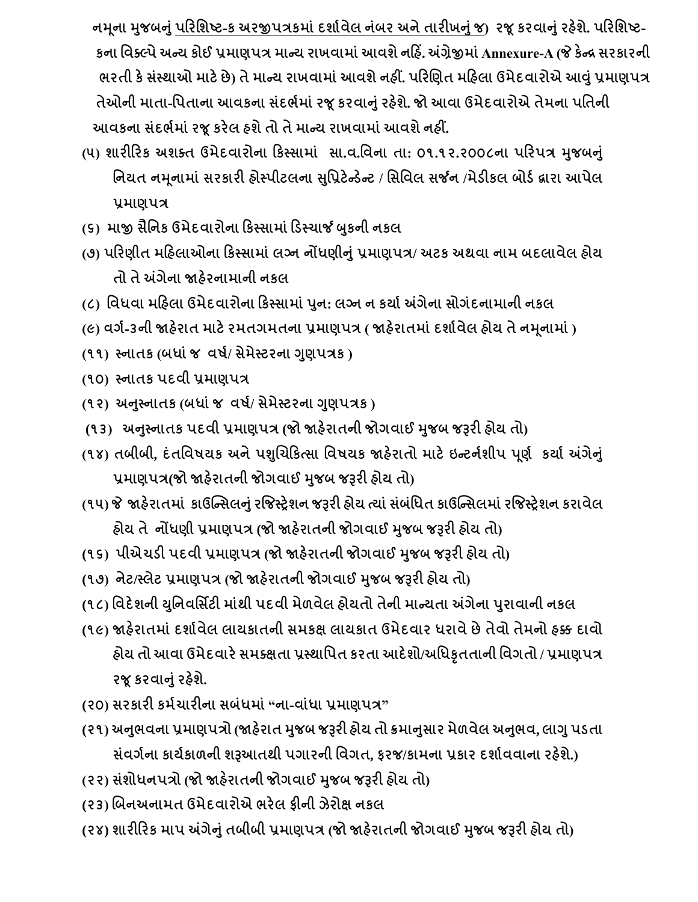નમૂના મુજબનું <u>પરિશિષ્ટ-ક અરજીપત્રકમાં દર્શાવેલ નંબર અને તારીખનું જ)</u> રજૂ કરવાનું રહેશે. પરિશિષ્ટ-કના વિકલ્પે અન્ય કોઈ પ્રમાણપત્ર માન્ય રાખવામાં આવશે નહિં. અંગ્રેજીમાં **Annexure-A** (જે કેન્દ્ર સરકારની ભરતી કે સંસ્થાઓ માટે છે) તે માન્ય રાખવામાં આવશે નહીં. પરિણિત મહિલા ઉમેદવારોએ આવું પ્રમાણપત્ર તેઓની માતા-પિતાના આવકના સંદર્ભમાં રજૂ કરવાનું રહેશે. જો આવા ઉમેદવારોએ તેમના પતિની આવકના સંદર્ભમાં રજૂ કરેલ હશે તો તે માન્ય રાખવામાં આવશે નહીં.

(૫) શારીરિક અશક્ત ઉમેદવારોના કિસ્સામાં સા.વ.વિના તા: ૦૧.૧૨.૨૦૦૮ના પરિપત્ર મુજબનું નિયત નમૂનામાં સરકારી હોસ્પીટલના સુપ્રિટેન્ડેન્ટ / સિવિલ સર્જન /મેડીકલ બોર્ડ દ્વારા આપેલ પ્રમાણપત્ર

(૬) માજી સૈનિક ઉમેદવારોના કિસ્સામાં ડિસ્ચાર્જ બુકની નકલ

(૭) પરિણીત મહિલાઓના કિસ્સામાં લગ્ન નોંધણીનું પ્રમાણપત્ર/ અટક અથવા નામ બદલાવેલ હોય તો તે અંગેના જાહેરનામાની નકલ

(૮) વિધવા મહિલા ઉમેદવારોના કિસ્સામાં પુન: લગ્ન ન કર્યા અંગેના સોગંદનામાની નકલ

(૯) વર્ગ-૩ની જાહેરાત માટે રમતગમતના પ્રમાણપત્ર ( જાહેરાતમાં દર્શાવેલ હોય તે નમૂનામાં )

(૧૧) સ્નાતક (બધાં જ વર્ષ/ સેમેસ્ટરના ગુણપત્રક )

(૧૦) સ્નાતક પદવી પ્રમાણપત્ર

(૧૨) અનુસ્નાતક (બધાં જ વર્ષ/ સેમેસ્ટરના ગુણપત્રક )

(૧૩) અનુસ્નાતક પદવી પ્રમાણપત્ર (જો જાહેરાતની જોગવાઈ મુજબ જરૂરી હોય તો)

(૧૪) તબીબી, દંતવિષયક અને પશુચિકિત્સા વિષયક જાહેરાતો માટે ઇન્ટર્નશીપ પૂર્ણ કર્યા અંગેનું પ્રમાણપત્ર(જો જાહેરાતની જોગવાઈ મુજબ જરૂરી હોય તો)

(૧૫) જે જાહેરાતમાં કાઉન્સિલનું રજિસ્ટ્રેશન જરૂરી હોય ત્યાં સંબંધિત કાઉન્સિલમાં રજિસ્ટ્રેશન કરાવેલ હોય તે નોંધણી પ્રમાણપત્ર (જો જાહેરાતની જોગવાઈ મુજબ જરૂરી હોય તો)

(૧૬) પીએચડી પદવી પ્રમાણપત્ર (જો જાહેરાતની જોગવાઈ મુજબ જરૂરી હોય તો)

(૧૭) નેટ/સ્લેટ પ્રમાણપત્ર (જો જાહેરાતની જોગવાઈ મુજબ જરૂરી હોય તો)

(૧૮) વિદેશની યુનિવર્સિટી માંથી પદવી મેળવેલ હોયતો તેની માન્યતા અંગેના પુરાવાની નકલ

(૧૯) જાહેરાતમાં દર્શાવેલ લાયકાતની સમકક્ષ લાયકાત ઉમેદવાર ધરાવે છે તેવો તેમનો હક્ક દાવો હોય તો આવા ઉમેદવારે સમક્ષતા પ્રસ્થાપિત કરતા આદેશો/અધિકૃતતાની વિગતો / પ્રમાણપત્ર રજૂ કરવાનું રહેશે.

(૨૦) સરકારી કર્મચારીના સબંધમાં "ના-વાંધા પ્રમાણપત્ર"

(૨૧) અનુભવના પ્રમાણપત્રો (જાહેરાત મુજબ જરૂરી હોય તો ક્રમાનુસાર મેળવેલ અનુભવ, લાગુ પડતા સંવર્ગના કાર્યકાળની શરૂઆતથી પગારની વિગત, ફરજ/કામના પ્રકાર દર્શાવવાના રહેશે.)

(૨૨) સંશોધનપત્રો (જો જાહેરાતની જોગવાઈ મુજબ જરૂરી હોય તો)

(૨૩) બિનઅનામત ઉમેદવારોએ ભરેલ ફીની ઝેરોક્ષ નકલ

(૨૪) શારીરિક માપ અંગેનું તબીબી પ્રમાણપત્ર (જો જાહેરાતની જોગવાઈ મુજબ જરૂરી હોય તો)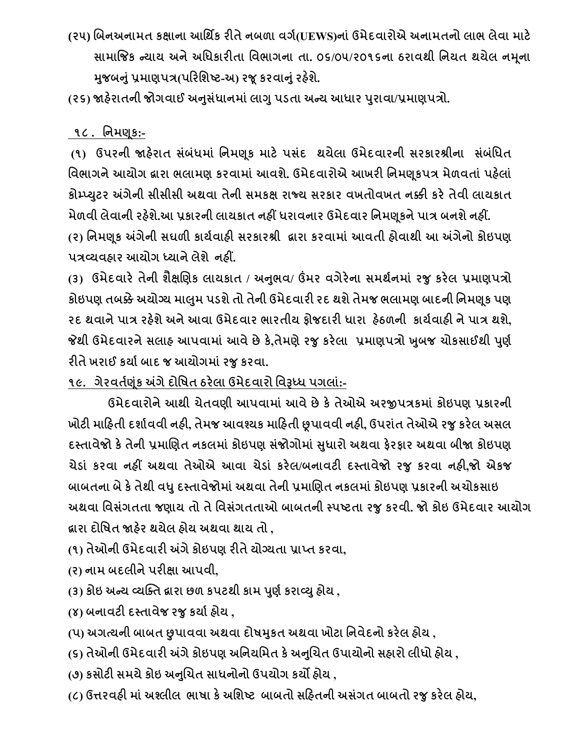(૨૫) બિનઅનામત કક્ષાના આર્થિક રીતે નબળા વર્ગ(UEWS)નાં ઉમેદવારોએ અનામતનો લાભ લેવા માટે સામાજિક ન્યાય અને અધિકારીતા વિભાગના તા. ૦૬/૦૫/૨૦૧૬ના ઠરાવથી નિયત થયેલ નમૂના મુજબનું પ્રમાણપત્ર(પરિશિષ્ટ-અ) રજૂ કરવાનું રહેશે.

(૨૬) જાહેરાતની જોગવાઈ અનુસંધાનમાં લાગુ પડતા અન્ય આધાર પુરાવા/પ્રમાણપત્રો.

## ૧૮. નિમણૂક:-

(૧) ઉપરની જાહેરાત સંબંધમાં નિમણૂક માટે પસંદ થયેલા ઉમેદવારની સરકારશ્રીના સંબંધિત વિભાગને આયોગ દ્વારા ભલામણ કરવામાં આવશે. ઉમેદવારોએ આખરી નિમણૂકપત્ર મેળવતાં પહેલાં કોમ્પ્યુટર અંગેની સીસીસી અથવા તેની સમકક્ષ રાજ્ય સરકાર વખતોવખત નક્કી કરે તેવી લાયકાત મેળવી લેવાની રહેશે.આ પ્રકારની લાયકાત નહીં ધરાવનાર ઉમેદવાર નિમણૂકને પાત્ર બનશે નહીં.

(૨) નિમણૂક અંગેની સઘળી કાર્યવાહી સરકારશ્રી દ્વારા કરવામાં આવતી હોવાથી આ અંગેનો કોઇપણ પત્રવ્યવહાર આયોગ ધ્યાને લેશે નહીં.

(૩) ઉમેદવારે તેની શૈક્ષણિક લાયકાત / અનુભવ/ ઉંમર વગેરેના સમર્થનમાં રજુ કરેલ પ્રમાણપત્રો કોઇપણ તબક્કે અયોગ્ય માલુમ પડશે તો તેની ઉમેદવારી રદ થશે તેમજ ભલામણ બાદની નિમણૂક પણ રદ થવાને પાત્ર રહેશે અને આવા ઉમેદવાર ભારતીય ફોજદારી ધારા હેઠળની કાર્યવાહી ને પાત્ર થશે, જેથી ઉમેદવારને સલાહ આપવામાં આવે છે કે,તેમણે રજુ કરેલા પ્રમાણપત્રો ખુબજ ચોકસાઈથી પુર્ણ રીતે ખરાઈ કર્યા બાદ જ આયોગમાં રજુ કરવા.

## ૧૯. ગેરવર્તણૂંક અંગે દોષિત ઠરેલા ઉમેદવારો વિરૂધ્ધ પગલાં:-

ઉમેદવારોને આથી ચેતવણી આપવામાં આવે છે કે તેઓએ અરજીપત્રકમાં કોઇપણ પ્રકારની ખોટી માહિતી દર્શાવવી નહી, તેમજ આવશ્યક માહિતી છૂપાવવી નહી, ઉપરાંત તેઓએ રજુ કરેલ અસલ દસ્તાવેજો કે તેની પ્રમાણિત નકલમાં કોઇપણ સંજોગોમાં સુધારો અથવા ફેરફાર અથવા બીજા કોઇપણ ચેડાં કરવા નહીં અથવા તેઓએ આવા ચેડાં કરેલ/બનાવટી દસ્તાવેજો રજુ કરવા નહી,જો એકજ બાબતના બે કે તેથી વધુ દસ્તાવેજોમાં અથવા તેની પ્રમાણિત નકલમાં કોઇપણ પ્રકારની અચોકસાઇ અથવા વિસંગતતા જણાય તો તે વિસંગતતાઓ બાબતની સ્પષ્ટતા રજુ કરવી. જો કોઇ ઉમેદવાર આયોગ દ્વારા દોષિત જાહેર થયેલ હોય અથવા થાય તો ,

(૧) તેઓની ઉમેદવારી અંગે કોઇપણ રીતે યોગ્યતા પ્રાપ્ત કરવા,

(૨) નામ બદલીને પરીક્ષા આપવી,

(૩) કોઇ અન્ય વ્યક્તિ દ્વારા છળ કપટથી કામ પુર્ણ કરાવ્યુ હોય ,

(૪) બનાવટી દસ્તાવેજ રજુ કર્યા હોય ,

(૫) અગત્યની બાબત છુપાવવા અથવા દોષમુકત અથવા ખોટા નિવેદનો કરેલ હોય ,

(૬) તેઓની ઉમેદવારી અંગે કોઇપણ અનિયમિત કે અનુચિત ઉપાયોનો સહારો લીધો હોય ,

(૭) કસોટી સમયે કોઇ અનુચિત સાધનોનો ઉપયોગ કર્યો હોય ,

(૮) ઉત્તરવહી માં અશ્લીલ ભાષા કે અશિષ્ટ બાબતો સહિતની અસંગત બાબતો રજુ કરેલ હોય,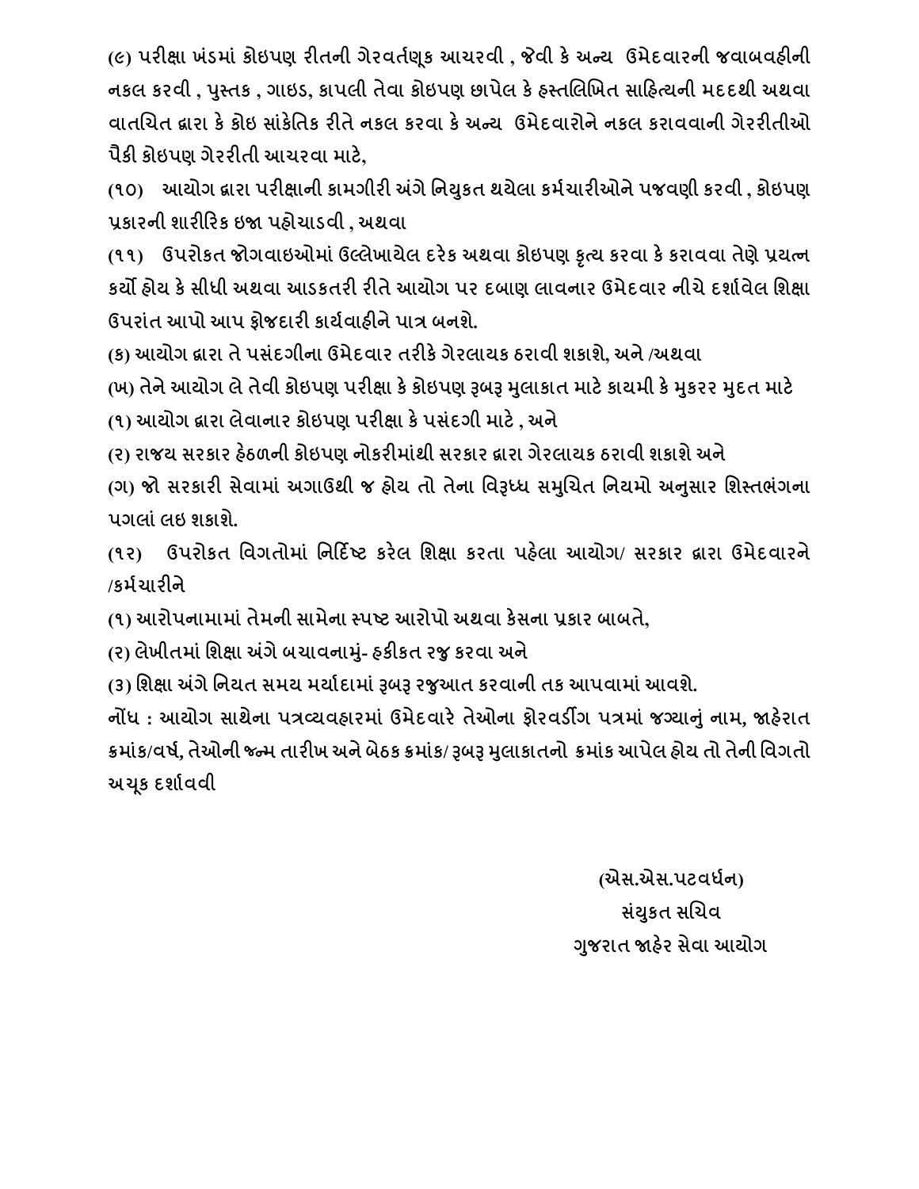(૯) પરીક્ષા ખંડમાં કોઇપણ રીતની ગેરવર્તણૂક આચરવી , જેવી કે અન્ય ઉમેદવારની જવાબવહીની નકલ કરવી , પુસ્તક , ગાઇડ, કાપલી તેવા કોઇપણ છાપેલ કે હસ્તલિખિત સાહિત્યની મદદથી અથવા વાતચિત દ્વારા કે કોઇ સાંકેતિક રીતે નકલ કરવા કે અન્ય ઉમેદવારોને નકલ કરાવવાની ગેરરીતીઓ પૈકી કોઇપણ ગેરરીતી આચરવા માટે,

(૧૦) આયોગ દ્વારા પરીક્ષાની કામગીરી અંગે નિયુકત થયેલા કર્મચારીઓને પજવણી કરવી , કોઇપણ પ્રકારની શારીરિક ઇજા પહોચાડવી , અથવા

(૧૧) ઉપરોકત જોગવાઇઓમાં ઉલ્લેખાયેલ દરેક અથવા કોઇપણ કૃત્ય કરવા કે કરાવવા તેણે પ્રયત્ન કર્યો હોય કે સીધી અથવા આડકતરી રીતે આયોગ પર દબાણ લાવનાર ઉમેદવાર નીચે દર્શાવેલ શિક્ષા ઉપરાંત આપો આપ ફોજદારી કાર્યવાહીને પાત્ર બનશે.

(ક) આયોગ દ્વારા તે પસંદગીના ઉમેદવાર તરીકે ગેરલાયક ઠરાવી શકાશે, અને /અથવા

(ખ) તેને આયોગ લે તેવી કોઇપણ પરીક્ષા કે કોઇપણ રૂબરૂ મુલાકાત માટે કાયમી કે મુકરર મુદત માટે

(૧) આયોગ દ્વારા લેવાનાર કોઇપણ પરીક્ષા કે પસંદગી માટે , અને

(૨) રાજય સરકાર હેઠળની કોઇપણ નોકરીમાંથી સરકાર દ્વારા ગેરલાયક ઠરાવી શકાશે અને

(ગ) જો સરકારી સેવામાં અગાઉથી જ હોય તો તેના વિરૂધ્ધ સમુચિત નિયમો અનુસાર શિસ્તભંગના પગલાં લઇ શકાશે.

(૧૨) ઉપરોકત વિગતોમાં નિર્દિષ્ટ કરેલ શિક્ષા કરતા પહેલા આયોગ/ સરકાર દ્વારા ઉમેદવારને /કર્મચારીને

(૧) આરોપનામામાં તેમની સામેના સ્પષ્ટ આરોપો અથવા કેસના પ્રકાર બાબતે,

(૨) લેખીતમાં શિક્ષા અંગે બચાવનામું- હકીકત રજુ કરવા અને

(૩) શિક્ષા અંગે નિયત સમય મર્યાદામાં રૂબરૂ રજુઆત કરવાની તક આપવામાં આવશે.

નોંધ : આયોગ સાથેના પત્રવ્યવહારમાં ઉમેદવારે તેઓના ફોરવર્ડીંગ પત્રમાં જગ્યાનું નામ, જાહેરાત ક્રમાંક/વર્ષ, તેઓની જન્મ તારીખ અને બેઠક ક્રમાંક/ રૂબરૂ મુલાકાતનો ક્રમાંક આપેલ હોય તો તેની વિગતો અચૂક દર્શાવવી

(એસ.એસ.પટવર્ધન)
સંયુકત સચિવ
ગુજરાત જાહેર સેવા આયોગ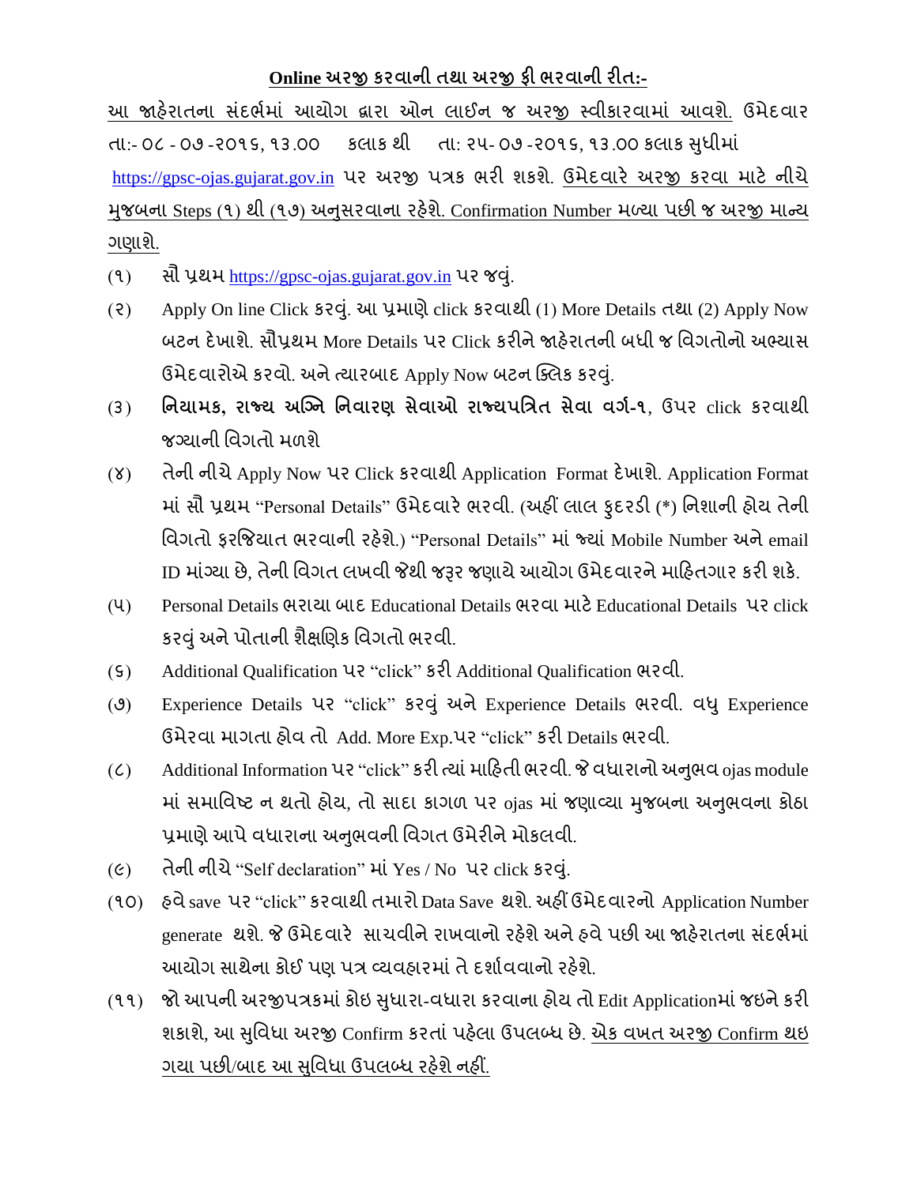**Online અરજી કરવાની તથા અરજી ફી ભરવાની રીત:-**

આ જાહેરાતના સંદર્ભમાં આયોગ દ્વારા ઓન લાઈન જ અરજી સ્વીકારવામાં આવશે. ઉમેદવાર તા:- ૦૮ - ૦૭ -૨૦૧૬, ૧૩.૦૦ કલાક થી તા: ૨૫- ૦૭ -૨૦૧૬, ૧૩.૦૦ કલાક સુધીમાં https://gpsc-ojas.gujarat.gov.in પર અરજી પત્રક ભરી શકશે. ઉમેદવારે અરજી કરવા માટે નીચે મુજબના Steps (૧) થી (૧૭) અનુસરવાના રહેશે. Confirmation Number મળ્યા પછી જ અરજી માન્ય ગણાશે.

(૧) સૌ પ્રથમ https://gpsc-ojas.gujarat.gov.in પર જવું.

(૨) Apply On line Click કરવું. આ પ્રમાણે click કરવાથી (1) More Details તથા (2) Apply Now બટન દેખાશે. સૌપ્રથમ More Details પર Click કરીને જાહેરાતની બધી જ વિગતોનો અભ્યાસ ઉમેદવારોએ કરવો. અને ત્યારબાદ Apply Now બટન ક્લિક કરવું.

(૩) **નિયામક, રાજ્ય અગ્નિ નિવારણ સેવાઓ રાજ્યપત્રિત સેવા વર્ગ-૧**, ઉપર click કરવાથી જગ્યાની વિગતો મળશે

(૪) તેની નીચે Apply Now પર Click કરવાથી Application Format દેખાશે. Application Format માં સૌ પ્રથમ "Personal Details" ઉમેદવારે ભરવી. (અહીં લાલ ફુદરડી (*) નિશાની હોય તેની વિગતો ફરજિયાત ભરવાની રહેશે.) "Personal Details" માં જ્યાં Mobile Number અને email ID માંગ્યા છે, તેની વિગત લખવી જેથી જરૂર જણાયે આયોગ ઉમેદવારને માહિતગાર કરી શકે.

(૫) Personal Details ભરાયા બાદ Educational Details ભરવા માટે Educational Details પર click કરવું અને પોતાની શૈક્ષણિક વિગતો ભરવી.

(૬) Additional Qualification પર "click" કરી Additional Qualification ભરવી.

(૭) Experience Details પર "click" કરવું અને Experience Details ભરવી. વધુ Experience ઉમેરવા માગતા હોવ તો Add. More Exp.પર "click" કરી Details ભરવી.

(૮) Additional Information પર "click" કરી ત્યાં માહિતી ભરવી. જે વધારાનો અનુભવ ojas module માં સમાવિષ્ટ ન થતો હોય, તો સાદા કાગળ પર ojas માં જણાવ્યા મુજબના અનુભવના કોઠા પ્રમાણે આપે વધારાના અનુભવની વિગત ઉમેરીને મોકલવી.

(૯) તેની નીચે "Self declaration" માં Yes / No પર click કરવું.

(૧૦) હવે save પર "click" કરવાથી તમારો Data Save થશે. અહીં ઉમેદવારનો Application Number generate થશે. જે ઉમેદવારે સાચવીને રાખવાનો રહેશે અને હવે પછી આ જાહેરાતના સંદર્ભમાં આયોગ સાથેના કોઈ પણ પત્ર વ્યવહારમાં તે દર્શાવવાનો રહેશે.

(૧૧) જો આપની અરજીપત્રકમાં કોઇ સુધારા-વધારા કરવાના હોય તો Edit Applicationમાં જઇને કરી શકાશે, આ સુવિધા અરજી Confirm કરતાં પહેલા ઉપલબ્ધ છે. એક વખત અરજી Confirm થઇ ગયા પછી/બાદ આ સુવિધા ઉપલબ્ધ રહેશે નહીં.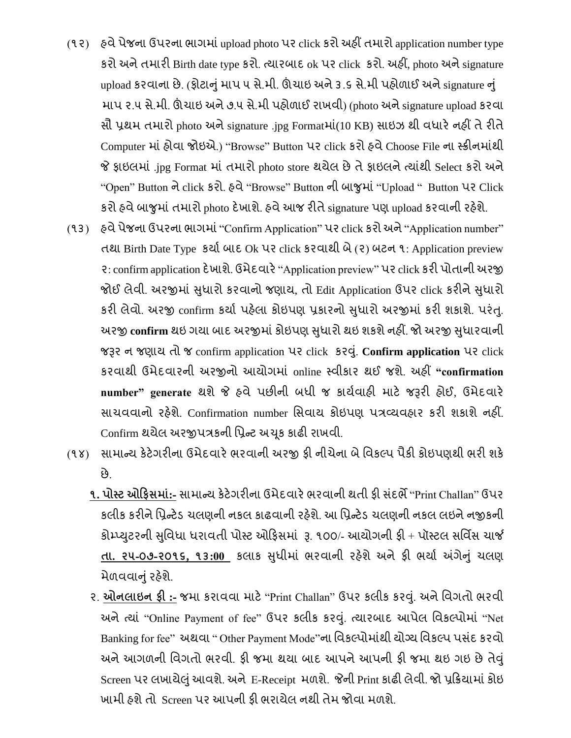(૧૨) હવે પેજના ઉપરના ભાગમાં upload photo પર click કરો અહીં તમારો application number type કરો અને તમારી Birth date type કરો. ત્યારબાદ ok પર click કરો. અહીં, photo અને signature upload કરવાના છે. (ફોટાનું માપ ૫ સે.મી. ઊંચાઇ અને ૩.૬ સે.મી પહોળાઈ અને signature નું માપ ૨.૫ સે.મી. ઊંચાઇ અને ૭.૫ સે.મી પહોળાઈ રાખવી) (photo અને signature upload કરવા સૌ પ્રથમ તમારો photo અને signature .jpg Formatમાં(10 KB) સાઇઝ થી વધારે નહીં તે રીતે Computer માં હોવા જોઇએ.) “Browse” Button પર click કરો હવે Choose File ના સ્ક્રીનમાંથી જે ફાઇલમાં .jpg Format માં તમારો photo store થયેલ છે તે ફાઇલને ત્યાંથી Select કરો અને “Open” Button ને click કરો. હવે “Browse” Button ની બાજુમાં “Upload “ Button પર Click કરો હવે બાજુમાં તમારો photo દેખાશે. હવે આજ રીતે signature પણ upload કરવાની રહેશે.

(૧૩) હવે પેજના ઉપરના ભાગમાં “Confirm Application” પર click કરો અને “Application number” તથા Birth Date Type કર્યા બાદ Ok પર click કરવાથી બે (૨) બટન ૧: Application preview ૨: confirm application દેખાશે. ઉમેદવારે “Application preview” પર click કરી પોતાની અરજી જોઈ લેવી. અરજીમાં સુધારો કરવાનો જણાય, તો Edit Application ઉપર click કરીને સુધારો કરી લેવો. અરજી confirm કર્યા પહેલા કોઇપણ પ્રકારનો સુધારો અરજીમાં કરી શકાશે. પરંતુ. અરજી **confirm** થઇ ગયા બાદ અરજીમાં કોઇપણ સુધારો થઇ શકશે નહીં. જો અરજી સુધારવાની જરૂર ન જણાય તો જ confirm application પર click કરવું. **Confirm application** પર click કરવાથી ઉમેદવારની અરજીનો આયોગમાં online સ્વીકાર થઈ જશે. અહીં **“confirmation number” generate** થશે જે હવે પછીની બધી જ કાર્યવાહી માટે જરૂરી હોઈ, ઉમેદવારે સાચવવાનો રહેશે. Confirmation number સિવાય કોઇપણ પત્રવ્યવહાર કરી શકાશે નહીં. Confirm થયેલ અરજીપત્રકની પ્રિન્ટ અચૂક કાઢી રાખવી.

(૧૪) સામાન્ય કેટેગરીના ઉમેદવારે ભરવાની અરજી ફી નીચેના બે વિકલ્પ પૈકી કોઇપણથી ભરી શકે છે.

**૧. <u>પોસ્ટ ઓફિસમાં:-</u>** સામાન્ય કેટેગરીના ઉમેદવારે ભરવાની થતી ફી સંદર્ભે “Print Challan” ઉપર કલીક કરીને પ્રિન્ટેડ ચલણની નકલ કાઢવાની રહેશે. આ પ્રિન્ટેડ ચલણની નકલ લઇને નજીકની કોમ્પ્યુટરની સુવિધા ધરાવતી પોસ્ટ ઓફિસમાં રૂ. ૧૦૦/- આયોગની ફી + પૉસ્ટલ સર્વિસ ચાર્જ **<u>તા. ૨૫-૦૭-૨૦૧૬, ૧૩:૦૦</u>** કલાક સુધીમાં ભરવાની રહેશે અને ફી ભર્યા અંગેનું ચલણ મેળવવાનું રહેશે.

૨. **<u>ઓનલાઇન ફી :-</u>** જમા કરાવવા માટે “Print Challan” ઉપર કલીક કરવું. અને વિગતો ભરવી અને ત્યાં “Online Payment of fee” ઉપર કલીક કરવું. ત્યારબાદ આપેલ વિકલ્પોમાં “Net Banking for fee” અથવા “ Other Payment Mode”ના વિકલ્પોમાંથી યોગ્ય વિકલ્પ પસંદ કરવો અને આગળની વિગતો ભરવી. ફી જમા થયા બાદ આપને આપની ફી જમા થઇ ગઇ છે તેવું Screen પર લખાયેલું આવશે. અને E-Receipt મળશે. જેની Print કાઢી લેવી. જો પ્રક્રિયામાં કોઇ ખામી હશે તો Screen પર આપની ફી ભરાયેલ નથી તેમ જોવા મળશે.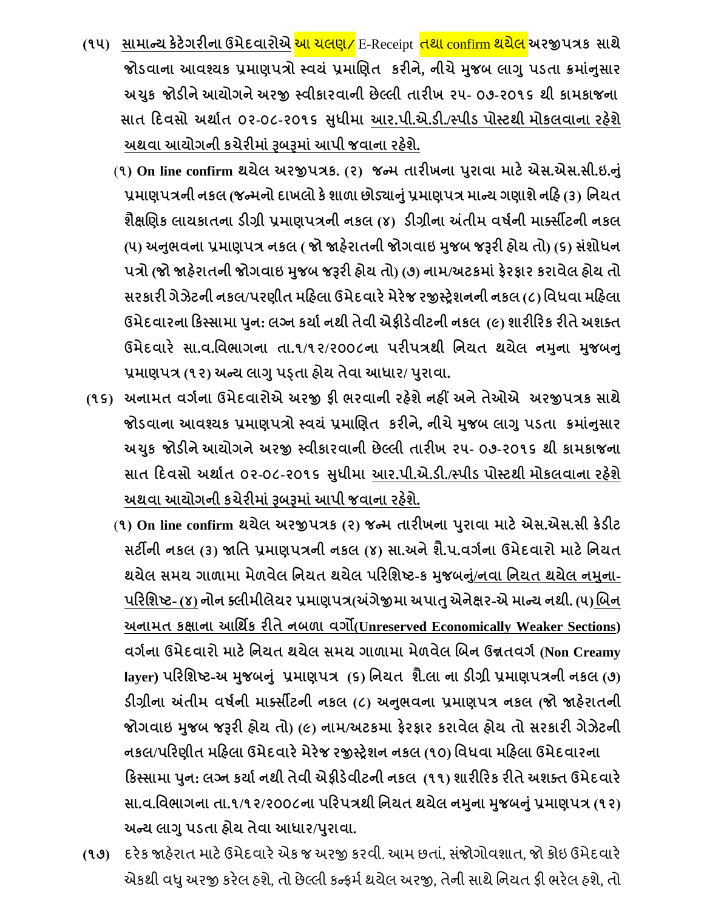**(૧૫) <u>સામાન્ય કેટેગરીના ઉમેદવારોએ</u> આ ચલણ/ E-Receipt તથા confirm થયેલ અરજીપત્રક સાથે જોડવાના આવશ્યક પ્રમાણપત્રો સ્વયં પ્રમાણિત કરીને, નીચે મુજબ લાગુ પડતા ક્રમાંનુસાર અચુક જોડીને આયોગને અરજી સ્વીકારવાની છેલ્લી તારીખ ૨૫- ૦૭-૨૦૧૬ થી કામકાજના સાત દિવસો અર્થાત ૦૨-૦૮-૨૦૧૬ સુધીમા <u>આર.પી.એ.ડી./સ્પીડ પોસ્ટથી મોકલવાના રહેશે અથવા આયોગની કચેરીમાં રૂબરૂમાં આપી જવાના રહેશે.</u>**

**(૧) On line confirm થયેલ અરજીપત્રક. (૨) જન્મ તારીખના પુરાવા માટે એસ.એસ.સી.ઇ.નું પ્રમાણપત્રની નકલ (જન્મનો દાખલો કે શાળા છોડ્યાનું પ્રમાણપત્ર માન્ય ગણાશે નહિ (૩) નિયત શૈક્ષણિક લાયકાતના ડીગ્રી પ્રમાણપત્રની નકલ (૪) ડીગ્રીના અંતીમ વર્ષની માર્ક્સીટની નકલ (૫) અનુભવના પ્રમાણપત્ર નકલ ( જો જાહેરાતની જોગવાઇ મુજબ જરૂરી હોય તો) (૬) સંશોધન પત્રો (જો જાહેરાતની જોગવાઇ મુજબ જરૂરી હોય તો) (૭) નામ/અટકમાં ફેરફાર કરાવેલ હોય તો સરકારી ગેઝેટની નકલ/પરણીત મહિલા ઉમેદવારે મેરેજ રજીસ્ટ્રેશનની નકલ (૮) વિધવા મહિલા ઉમેદવારના કિસ્સામા પુન: લગ્ન કર્યા નથી તેવી એફીડેવીટની નકલ (૯) શારીરિક રીતે અશક્ત ઉમેદવારે સા.વ.વિભાગના તા.૧/૧૨/૨૦૦૮ના પરીપત્રથી નિયત થયેલ નમુના મુજબનુ પ્રમાણપત્ર (૧૨) અન્ય લાગુ પડ્તા હોય તેવા આધાર/ પુરાવા.**

**(૧૬) અનામત વર્ગના ઉમેદવારોએ અરજી ફી ભરવાની રહેશે નહીં અને તેઓએ અરજીપત્રક સાથે જોડવાના આવશ્યક પ્રમાણપત્રો સ્વયં પ્રમાણિત કરીને, નીચે મુજબ લાગુ પડતા ક્રમાંનુસાર અચુક જોડીને આયોગને અરજી સ્વીકારવાની છેલ્લી તારીખ ૨૫- ૦૭-૨૦૧૬ થી કામકાજના સાત દિવસો અર્થાત ૦૨-૦૮-૨૦૧૬ સુધીમા <u>આર.પી.એ.ડી./સ્પીડ પોસ્ટથી મોકલવાના રહેશે અથવા આયોગની કચેરીમાં રૂબરૂમાં આપી જવાના રહેશે.</u>**

**(૧) On line confirm થયેલ અરજીપત્રક (૨) જન્મ તારીખના પુરાવા માટે એસ.એસ.સી ક્રેડીટ સર્ટીની નકલ (૩) જાતિ પ્રમાણપત્રની નકલ (૪) સા.અને શૈ.પ.વર્ગના ઉમેદવારો માટે નિયત થયેલ સમય ગાળામા મેળવેલ નિયત થયેલ પરિશિષ્ટ-ક મુજબનું/<u>નવા નિયત થયેલ નમુના-પરિશિષ્ટ- (૪)</u> નોન ક્લીમીલેયર પ્રમાણપત્ર(અંગ્રેજીમા અપાતુ એનેક્ષર-એ માન્ય નથી. (૫) <u>બિન અનામત કક્ષાના આર્થિક રીતે નબળા વર્ગો(Unreserved Economically Weaker Sections)</u> વર્ગના ઉમેદવારો માટે નિયત થયેલ સમય ગાળામા મેળવેલ બિન ઉન્નતવર્ગ (Non Creamy layer) પરિશિષ્ટ-અ મુજબનું પ્રમાણપત્ર (૬) નિયત શૈ.લા ના ડીગ્રી પ્રમાણપત્રની નકલ (૭) ડીગ્રીના અંતીમ વર્ષની માર્ક્સીટની નકલ (૮) અનુભવના પ્રમાણપત્ર નકલ (જો જાહેરાતની જોગવાઇ મુજબ જરૂરી હોય તો) (૯) નામ/અટકમા ફેરફાર કરાવેલ હોય તો સરકારી ગેઝેટની નકલ/પરિણીત મહિલા ઉમેદવારે મેરેજ રજીસ્ટ્રેશન નકલ (૧૦) વિધવા મહિલા ઉમેદવારના કિસ્સામા પુન: લગ્ન કર્યા નથી તેવી એફીડેવીટની નકલ (૧૧) શારીરિક રીતે અશક્ત ઉમેદવારે સા.વ.વિભાગના તા.૧/૧૨/૨૦૦૮ના પરિપત્રથી નિયત થયેલ નમુના મુજબનું પ્રમાણપત્ર (૧૨) અન્ય લાગુ પડતા હોય તેવા આધાર/પુરાવા.**

**(૧૭)** દરેક જાહેરાત માટે ઉમેદવારે એક જ અરજી કરવી. આમ છતાં, સંજોગોવશાત, જો કોઇ ઉમેદવારે એકથી વધુ અરજી કરેલ હશે, તો છેલ્લી કન્ફર્મ થયેલ અરજી, તેની સાથે નિયત ફી ભરેલ હશે, તો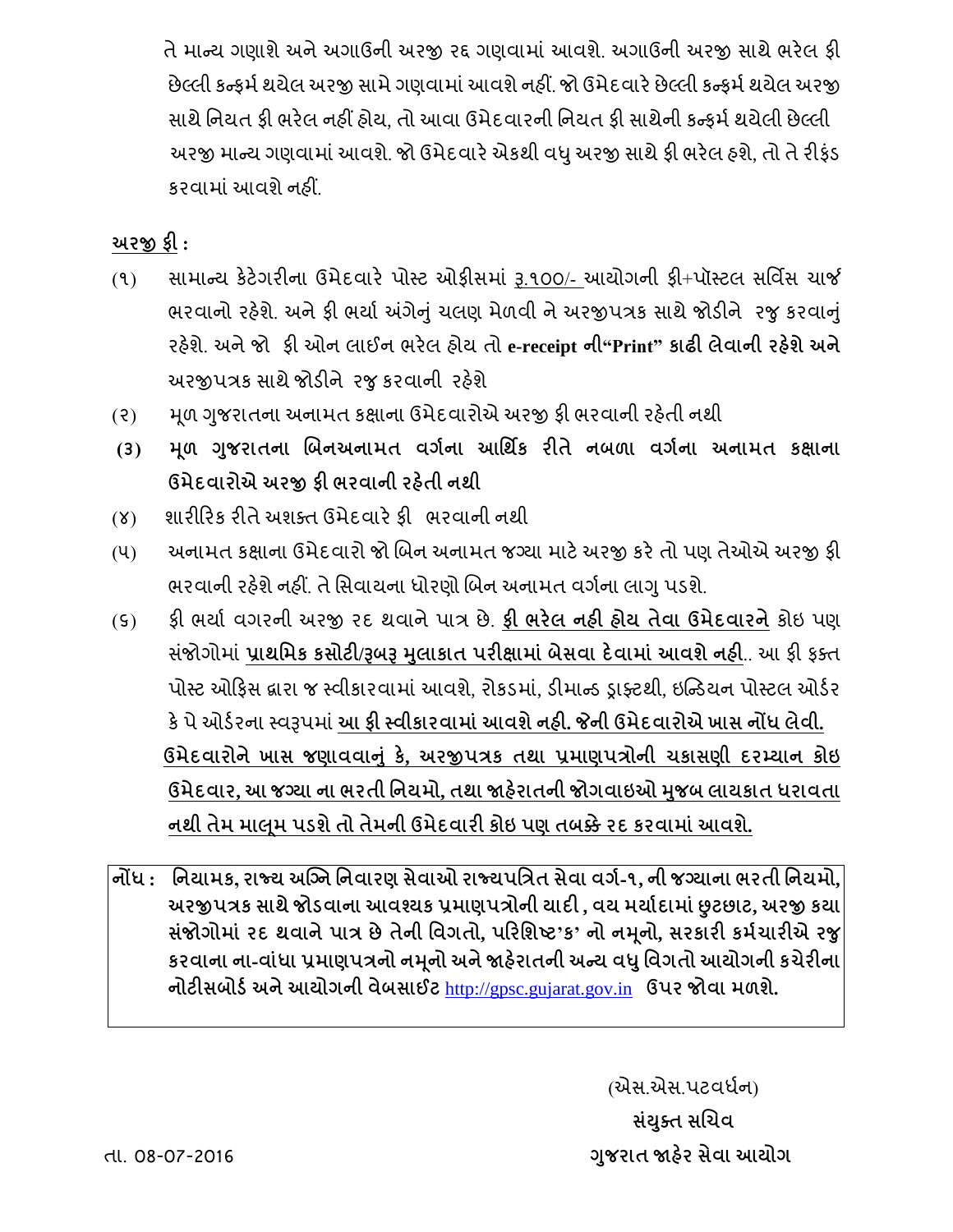તે માન્ય ગણાશે અને અગાઉની અરજી રદ ગણવામાં આવશે. અગાઉની અરજી સાથે ભરેલ ફી છેલ્લી કન્ફર્મ થયેલ અરજી સામે ગણવામાં આવશે નહીં. જો ઉમેદવારે છેલ્લી કન્ફર્મ થયેલ અરજી સાથે નિયત ફી ભરેલ નહીં હોય, તો આવા ઉમેદવારની નિયત ફી સાથેની કન્ફર્મ થયેલી છેલ્લી અરજી માન્ય ગણવામાં આવશે. જો ઉમેદવારે એકથી વધુ અરજી સાથે ફી ભરેલ હશે, તો તે રીફંડ કરવામાં આવશે નહીં.

**<u>અરજી ફી</u> :**

(૧) સામાન્ય કેટેગરીના ઉમેદવારે પોસ્ટ ઓફીસમાં <u>રૂ.૧૦૦/-</u> આયોગની ફી+પૉસ્ટલ સર્વિસ ચાર્જ ભરવાનો રહેશે. અને ફી ભર્યા અંગેનું ચલણ મેળવી ને અરજીપત્રક સાથે જોડીને રજુ કરવાનું રહેશે. અને જો ફી ઓન લાઈન ભરેલ હોય તો **e-receipt ની"Print" કાઢી લેવાની રહેશે અને** અરજીપત્રક સાથે જોડીને રજુ કરવાની રહેશે

(૨) મૂળ ગુજરાતના અનામત કક્ષાના ઉમેદવારોએ અરજી ફી ભરવાની રહેતી નથી

**(3) મૂળ ગુજરાતના બિનઅનામત વર્ગના આર્થિક રીતે નબળા વર્ગના અનામત કક્ષાના ઉમેદવારોએ અરજી ફી ભરવાની રહેતી નથી**

(૪) શારીરિક રીતે અશક્ત ઉમેદવારે ફી ભરવાની નથી

(૫) અનામત કક્ષાના ઉમેદવારો જો બિન અનામત જગ્યા માટે અરજી કરે તો પણ તેઓએ અરજી ફી ભરવાની રહેશે નહીં. તે સિવાયના ધોરણો બિન અનામત વર્ગના લાગુ પડશે.

(૬) ફી ભર્યા વગરની અરજી રદ થવાને પાત્ર છે. **<u>ફી ભરેલ નહી હોય તેવા ઉમેદવારને</u>** કોઇ પણ સંજોગોમાં **<u>પ્રાથમિક કસોટી/રૂબરૂ મુલાકાત પરીક્ષામાં બેસવા દેવામાં આવશે નહી</u>**.. આ ફી ફક્ત પોસ્ટ ઓફિસ દ્વારા જ સ્વીકારવામાં આવશે, રોકડમાં, ડીમાન્ડ ડ્રાફ્ટથી, ઇન્ડિયન પોસ્ટલ ઓર્ડર કે પે ઓર્ડરના સ્વરૂપમાં **<u>આ ફી સ્વીકારવામાં આવશે નહી. જેની ઉમેદવારોએ ખાસ નોંધ લેવી.</u>** **<u>ઉમેદવારોને ખાસ જણાવવાનું કે, અરજીપત્રક તથા પ્રમાણપત્રોની ચકાસણી દરમ્યાન કોઇ ઉમેદવાર, આ જગ્યા ના ભરતી નિયમો, તથા જાહેરાતની જોગવાઇઓ મુજબ લાયકાત ધરાવતા નથી તેમ માલૂમ પડશે તો તેમની ઉમેદવારી કોઇ પણ તબક્કે રદ કરવામાં આવશે.</u>**

**નોંધ : નિયામક, રાજ્ય અગ્નિ નિવારણ સેવાઓ રાજ્યપત્રિત સેવા વર્ગ-૧, ની જગ્યાના ભરતી નિયમો, અરજીપત્રક સાથે જોડવાના આવશ્યક પ્રમાણપત્રોની યાદી , વય મર્યાદામાં છુટછાટ, અરજી કયા સંજોગોમાં રદ થવાને પાત્ર છે તેની વિગતો, પરિશિષ્ટ'ક' નો નમૂનો, સરકારી કર્મચારીએ રજુ કરવાના ના-વાંધા પ્રમાણપત્રનો નમૂનો અને જાહેરાતની અન્ય વધુ વિગતો આયોગની કચેરીના નોટીસબોર્ડ અને આયોગની વેબસાઈટ** http://gpsc.gujarat.gov.in **ઉપર જોવા મળશે.**

(એસ.એસ.પટવર્ધન)

**સંયુક્ત સચિવ**

**ગુજરાત જાહેર સેવા આયોગ**

તા. 08-07-2016